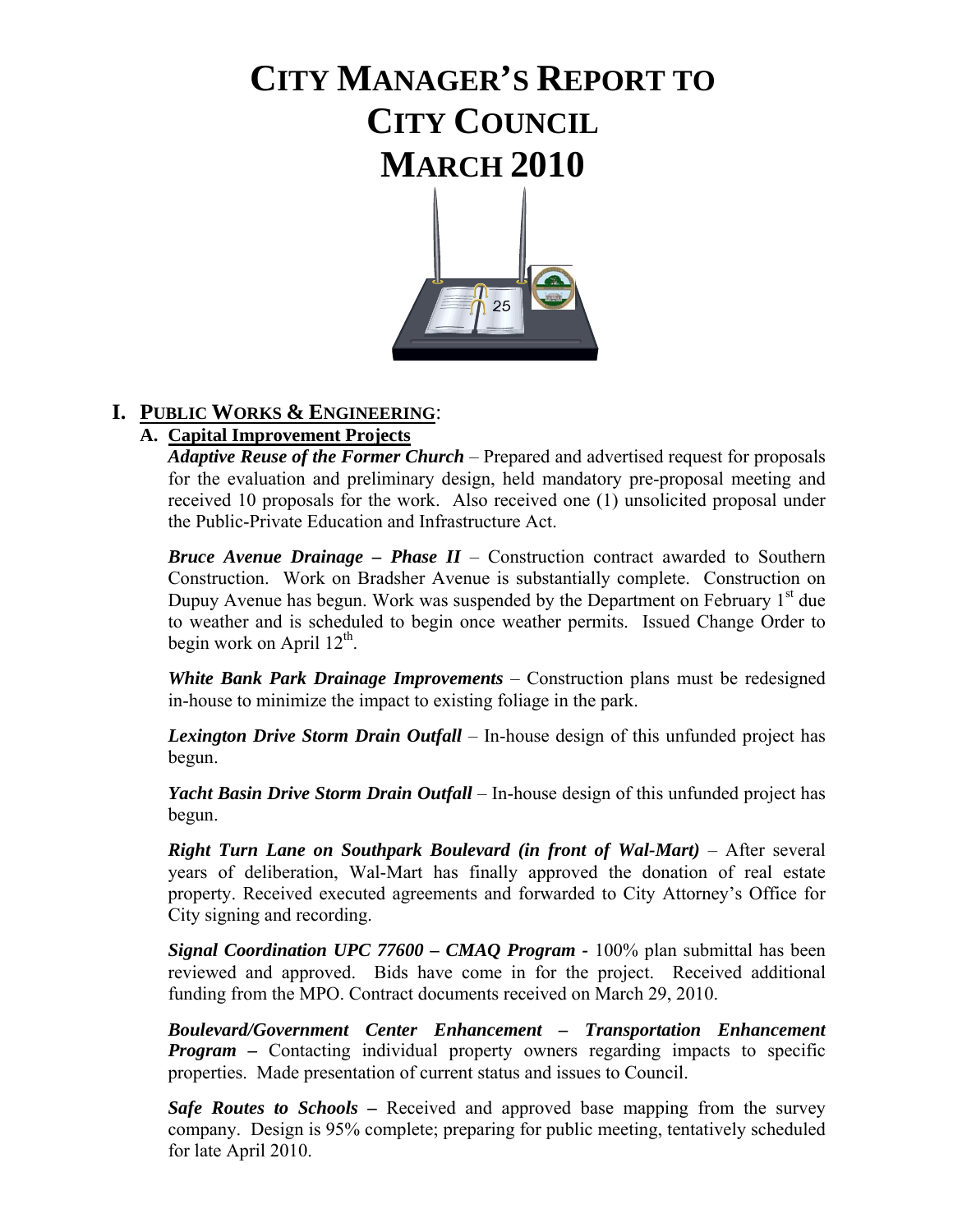# CITY MANAGER'S REPORT TO CITY COUNCIL MARCH 2010

## I. PUBLIC WORKS & ENGINEERING:

### A. Capital Improvement Projects

***Adaptive Reuse of the Former Church*** – Prepared and advertised request for proposals for the evaluation and preliminary design, held mandatory pre-proposal meeting and received 10 proposals for the work. Also received one (1) unsolicited proposal under the Public-Private Education and Infrastructure Act.

***Bruce Avenue Drainage – Phase II*** – Construction contract awarded to Southern Construction. Work on Bradsher Avenue is substantially complete. Construction on Dupuy Avenue has begun. Work was suspended by the Department on February 1st due to weather and is scheduled to begin once weather permits. Issued Change Order to begin work on April 12th.

***White Bank Park Drainage Improvements*** – Construction plans must be redesigned in-house to minimize the impact to existing foliage in the park.

***Lexington Drive Storm Drain Outfall*** – In-house design of this unfunded project has begun.

***Yacht Basin Drive Storm Drain Outfall*** – In-house design of this unfunded project has begun.

***Right Turn Lane on Southpark Boulevard (in front of Wal-Mart)*** – After several years of deliberation, Wal-Mart has finally approved the donation of real estate property. Received executed agreements and forwarded to City Attorney's Office for City signing and recording.

***Signal Coordination UPC 77600 – CMAQ Program*** - 100% plan submittal has been reviewed and approved. Bids have come in for the project. Received additional funding from the MPO. Contract documents received on March 29, 2010.

***Boulevard/Government Center Enhancement – Transportation Enhancement Program*** – Contacting individual property owners regarding impacts to specific properties. Made presentation of current status and issues to Council.

***Safe Routes to Schools*** – Received and approved base mapping from the survey company. Design is 95% complete; preparing for public meeting, tentatively scheduled for late April 2010.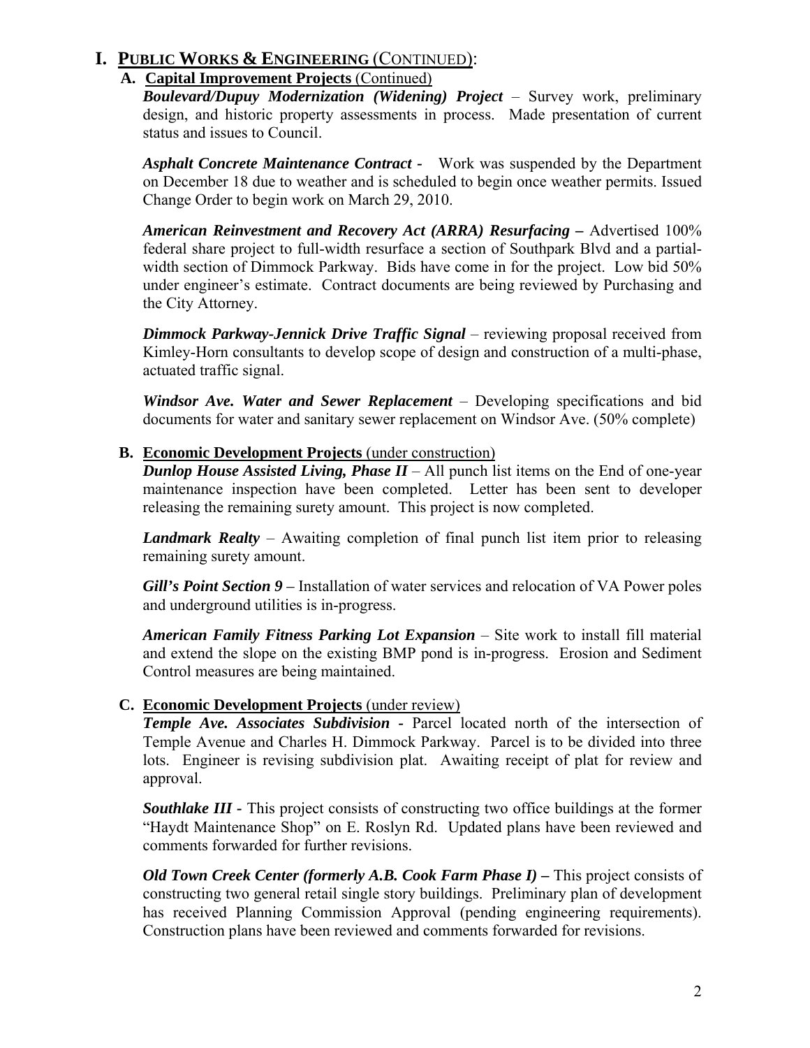# I. PUBLIC WORKS & ENGINEERING (CONTINUED):

## A. Capital Improvement Projects (Continued)

***Boulevard/Dupuy Modernization (Widening) Project*** – Survey work, preliminary design, and historic property assessments in process. Made presentation of current status and issues to Council.

***Asphalt Concrete Maintenance Contract -*** Work was suspended by the Department on December 18 due to weather and is scheduled to begin once weather permits. Issued Change Order to begin work on March 29, 2010.

***American Reinvestment and Recovery Act (ARRA) Resurfacing –*** Advertised 100% federal share project to full-width resurface a section of Southpark Blvd and a partial-width section of Dimmock Parkway. Bids have come in for the project. Low bid 50% under engineer's estimate. Contract documents are being reviewed by Purchasing and the City Attorney.

***Dimmock Parkway-Jennick Drive Traffic Signal*** – reviewing proposal received from Kimley-Horn consultants to develop scope of design and construction of a multi-phase, actuated traffic signal.

***Windsor Ave. Water and Sewer Replacement*** – Developing specifications and bid documents for water and sanitary sewer replacement on Windsor Ave. (50% complete)

## B. Economic Development Projects (under construction)

***Dunlop House Assisted Living, Phase II*** – All punch list items on the End of one-year maintenance inspection have been completed. Letter has been sent to developer releasing the remaining surety amount. This project is now completed.

***Landmark Realty*** – Awaiting completion of final punch list item prior to releasing remaining surety amount.

***Gill's Point Section 9 –*** Installation of water services and relocation of VA Power poles and underground utilities is in-progress.

***American Family Fitness Parking Lot Expansion*** – Site work to install fill material and extend the slope on the existing BMP pond is in-progress. Erosion and Sediment Control measures are being maintained.

## C. Economic Development Projects (under review)

***Temple Ave. Associates Subdivision -*** Parcel located north of the intersection of Temple Avenue and Charles H. Dimmock Parkway. Parcel is to be divided into three lots. Engineer is revising subdivision plat. Awaiting receipt of plat for review and approval.

***Southlake III -*** This project consists of constructing two office buildings at the former "Haydt Maintenance Shop" on E. Roslyn Rd. Updated plans have been reviewed and comments forwarded for further revisions.

***Old Town Creek Center (formerly A.B. Cook Farm Phase I) –*** This project consists of constructing two general retail single story buildings. Preliminary plan of development has received Planning Commission Approval (pending engineering requirements). Construction plans have been reviewed and comments forwarded for revisions.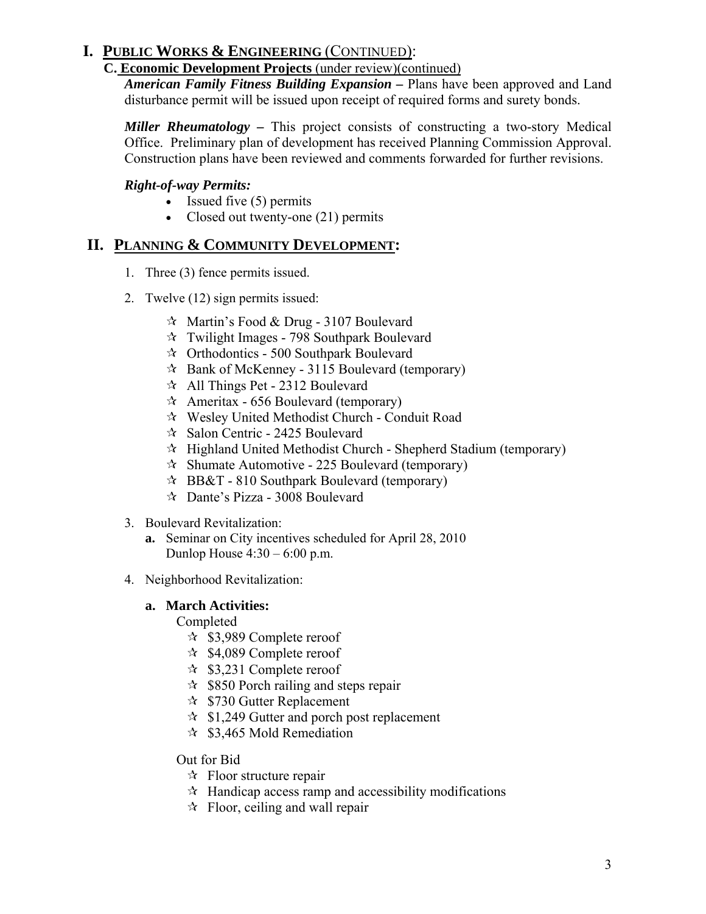# I. PUBLIC WORKS & ENGINEERING (CONTINUED):

## C. Economic Development Projects (under review)(continued)

***American Family Fitness Building Expansion –*** Plans have been approved and Land disturbance permit will be issued upon receipt of required forms and surety bonds.

***Miller Rheumatology –*** This project consists of constructing a two-story Medical Office. Preliminary plan of development has received Planning Commission Approval. Construction plans have been reviewed and comments forwarded for further revisions.

***Right-of-way Permits:***

- Issued five (5) permits
- Closed out twenty-one (21) permits

# II. PLANNING & COMMUNITY DEVELOPMENT:

1. Three (3) fence permits issued.
2. Twelve (12) sign permits issued:
   - ✰ Martin's Food & Drug - 3107 Boulevard
   - ✰ Twilight Images - 798 Southpark Boulevard
   - ✰ Orthodontics - 500 Southpark Boulevard
   - ✰ Bank of McKenney - 3115 Boulevard (temporary)
   - ✰ All Things Pet - 2312 Boulevard
   - ✰ Ameritax - 656 Boulevard (temporary)
   - ✰ Wesley United Methodist Church - Conduit Road
   - ✰ Salon Centric - 2425 Boulevard
   - ✰ Highland United Methodist Church - Shepherd Stadium (temporary)
   - ✰ Shumate Automotive - 225 Boulevard (temporary)
   - ✰ BB&T - 810 Southpark Boulevard (temporary)
   - ✰ Dante's Pizza - 3008 Boulevard
3. Boulevard Revitalization:
   - **a.** Seminar on City incentives scheduled for April 28, 2010
     Dunlop House 4:30 – 6:00 p.m.
4. Neighborhood Revitalization:
   - **a. March Activities:**

     Completed
     - ✰ $3,989 Complete reroof
     - ✰ $4,089 Complete reroof
     - ✰ $3,231 Complete reroof
     - ✰ $850 Porch railing and steps repair
     - ✰ $730 Gutter Replacement
     - ✰ $1,249 Gutter and porch post replacement
     - ✰ $3,465 Mold Remediation

     Out for Bid
     - ✰ Floor structure repair
     - ✰ Handicap access ramp and accessibility modifications
     - ✰ Floor, ceiling and wall repair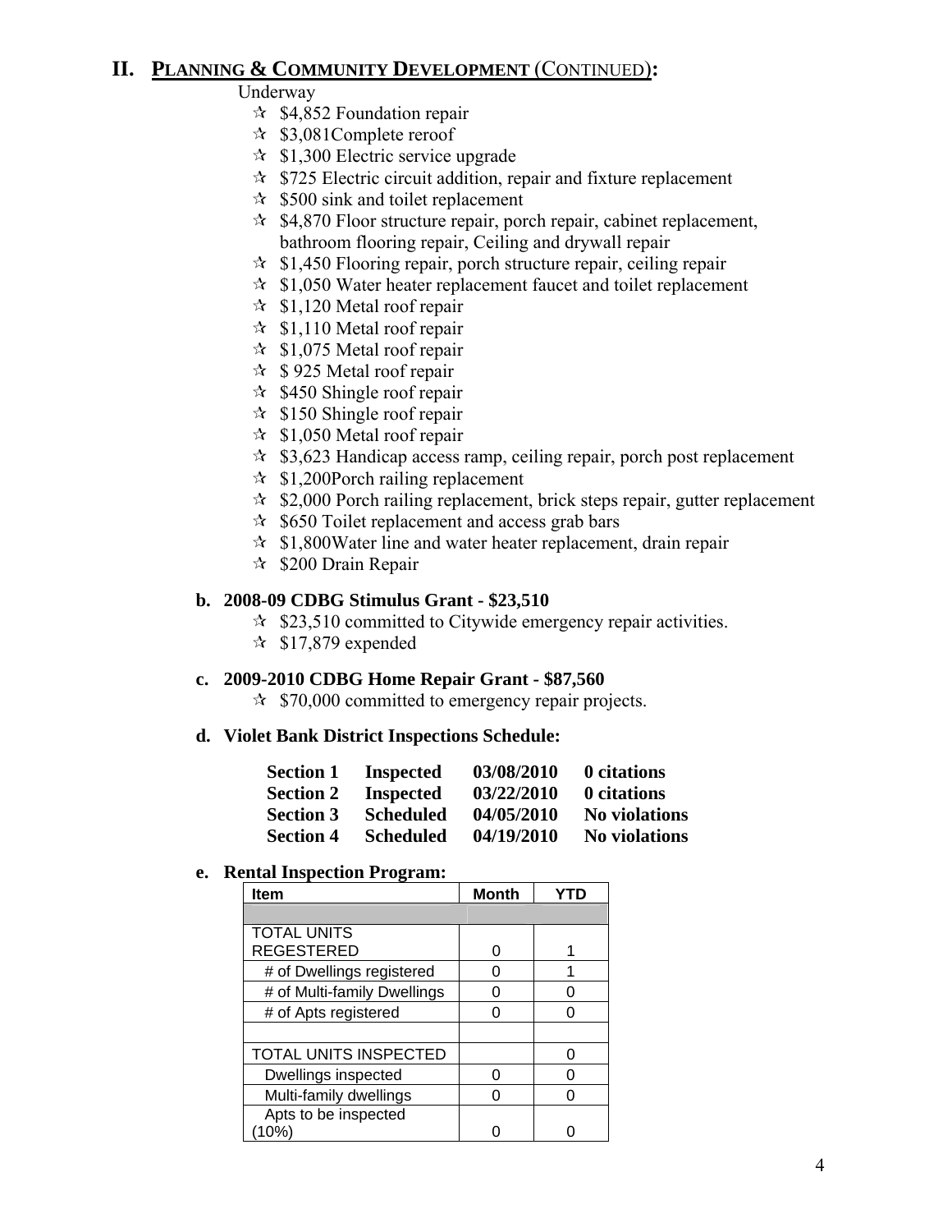## II. PLANNING & COMMUNITY DEVELOPMENT (CONTINUED):

Underway

- ☆ $4,852 Foundation repair
- ☆ $3,081Complete reroof
- ☆ $1,300 Electric service upgrade
- ☆ $725 Electric circuit addition, repair and fixture replacement
- ☆ $500 sink and toilet replacement
- ☆ $4,870 Floor structure repair, porch repair, cabinet replacement, bathroom flooring repair, Ceiling and drywall repair
- ☆ $1,450 Flooring repair, porch structure repair, ceiling repair
- ☆ $1,050 Water heater replacement faucet and toilet replacement
- ☆ $1,120 Metal roof repair
- ☆ $1,110 Metal roof repair
- ☆ $1,075 Metal roof repair
- ☆ $ 925 Metal roof repair
- ☆ $450 Shingle roof repair
- ☆ $150 Shingle roof repair
- ☆ $1,050 Metal roof repair
- ☆ $3,623 Handicap access ramp, ceiling repair, porch post replacement
- ☆ $1,200Porch railing replacement
- ☆ $2,000 Porch railing replacement, brick steps repair, gutter replacement
- ☆ $650 Toilet replacement and access grab bars
- ☆ $1,800Water line and water heater replacement, drain repair
- ☆ $200 Drain Repair

**b. 2008-09 CDBG Stimulus Grant - $23,510**

- ☆ $23,510 committed to Citywide emergency repair activities.
- ☆ $17,879 expended

**c. 2009-2010 CDBG Home Repair Grant - $87,560**

- ☆ $70,000 committed to emergency repair projects.

**d. Violet Bank District Inspections Schedule:**

| | | | |
|---|---|---|---|
| **Section 1** | **Inspected** | **03/08/2010** | **0 citations** |
| **Section 2** | **Inspected** | **03/22/2010** | **0 citations** |
| **Section 3** | **Scheduled** | **04/05/2010** | **No violations** |
| **Section 4** | **Scheduled** | **04/19/2010** | **No violations** |

**e. Rental Inspection Program:**

| Item | Month | YTD |
|---|---|---|
| | | |
| TOTAL UNITS REGESTERED | 0 | 1 |
| # of Dwellings registered | 0 | 1 |
| # of Multi-family Dwellings | 0 | 0 |
| # of Apts registered | 0 | 0 |
| | | |
| TOTAL UNITS INSPECTED | | 0 |
| Dwellings inspected | 0 | 0 |
| Multi-family dwellings | 0 | 0 |
| Apts to be inspected (10%) | 0 | 0 |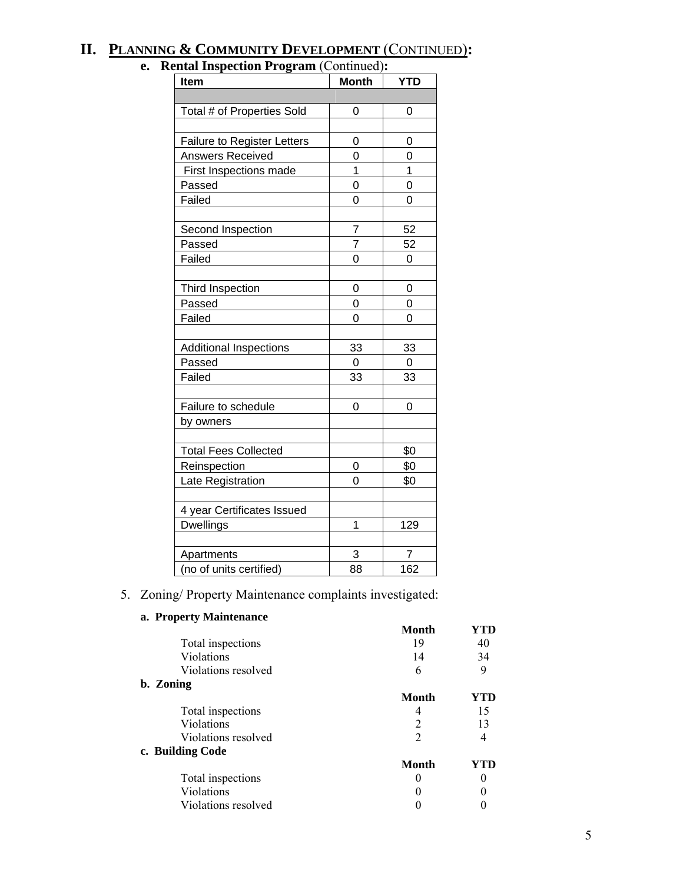# II. PLANNING & COMMUNITY DEVELOPMENT (CONTINUED):

## e. Rental Inspection Program (Continued):

| Item | Month | YTD |
|---|---|---|
| | | |
| Total # of Properties Sold | 0 | 0 |
| | | |
| Failure to Register Letters | 0 | 0 |
| Answers Received | 0 | 0 |
| First Inspections made | 1 | 1 |
| Passed | 0 | 0 |
| Failed | 0 | 0 |
| | | |
| Second Inspection | 7 | 52 |
| Passed | 7 | 52 |
| Failed | 0 | 0 |
| | | |
| Third Inspection | 0 | 0 |
| Passed | 0 | 0 |
| Failed | 0 | 0 |
| | | |
| Additional Inspections | 33 | 33 |
| Passed | 0 | 0 |
| Failed | 33 | 33 |
| | | |
| Failure to schedule | 0 | 0 |
| by owners | | |
| | | |
| Total Fees Collected | | $0 |
| Reinspection | 0 | $0 |
| Late Registration | 0 | $0 |
| | | |
| 4 year Certificates Issued | | |
| Dwellings | 1 | 129 |
| | | |
| Apartments | 3 | 7 |
| (no of units certified) | 88 | 162 |

5. Zoning/ Property Maintenance complaints investigated:

**a. Property Maintenance**

| | Month | YTD |
|---|---|---|
| Total inspections | 19 | 40 |
| Violations | 14 | 34 |
| Violations resolved | 6 | 9 |

**b. Zoning**

| | Month | YTD |
|---|---|---|
| Total inspections | 4 | 15 |
| Violations | 2 | 13 |
| Violations resolved | 2 | 4 |

**c. Building Code**

| | Month | YTD |
|---|---|---|
| Total inspections | 0 | 0 |
| Violations | 0 | 0 |
| Violations resolved | 0 | 0 |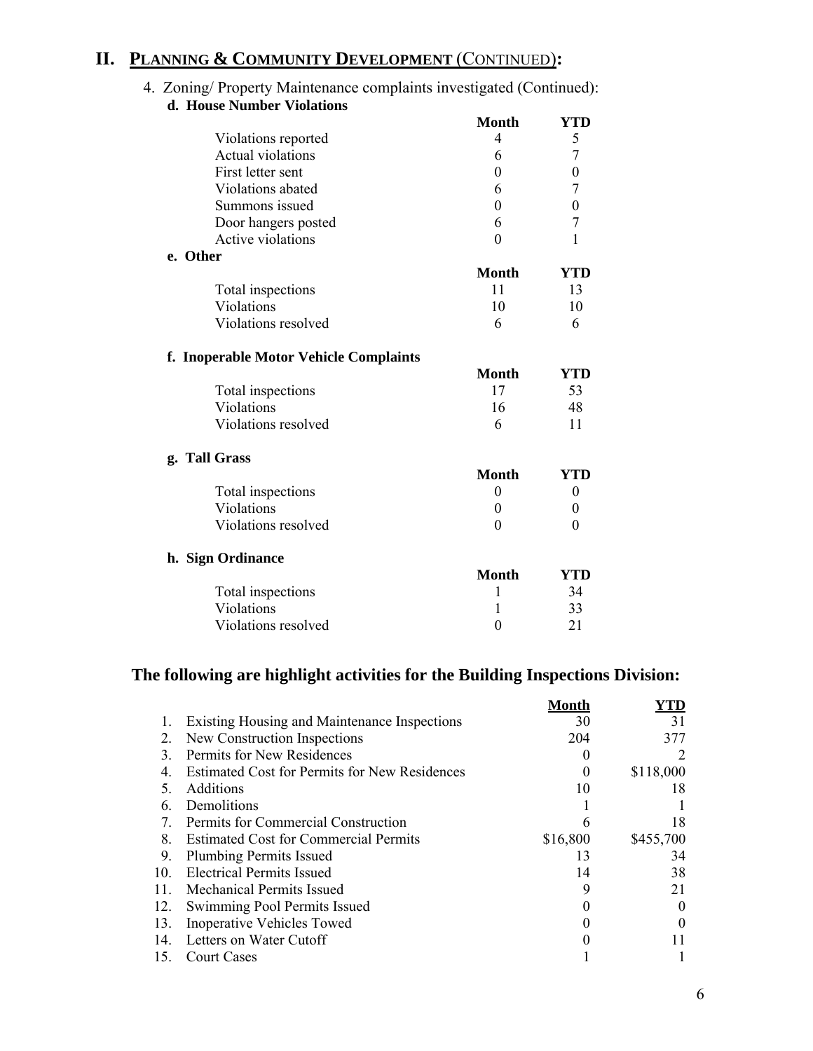## II. PLANNING & COMMUNITY DEVELOPMENT (CONTINUED):

4. Zoning/ Property Maintenance complaints investigated (Continued):

**d. House Number Violations**

| | Month | YTD |
|---|---|---|
| Violations reported | 4 | 5 |
| Actual violations | 6 | 7 |
| First letter sent | 0 | 0 |
| Violations abated | 6 | 7 |
| Summons issued | 0 | 0 |
| Door hangers posted | 6 | 7 |
| Active violations | 0 | 1 |

**e. Other**

| | Month | YTD |
|---|---|---|
| Total inspections | 11 | 13 |
| Violations | 10 | 10 |
| Violations resolved | 6 | 6 |

**f. Inoperable Motor Vehicle Complaints**

| | Month | YTD |
|---|---|---|
| Total inspections | 17 | 53 |
| Violations | 16 | 48 |
| Violations resolved | 6 | 11 |

**g. Tall Grass**

| | Month | YTD |
|---|---|---|
| Total inspections | 0 | 0 |
| Violations | 0 | 0 |
| Violations resolved | 0 | 0 |

**h. Sign Ordinance**

| | Month | YTD |
|---|---|---|
| Total inspections | 1 | 34 |
| Violations | 1 | 33 |
| Violations resolved | 0 | 21 |

### The following are highlight activities for the Building Inspections Division:

| | | Month | YTD |
|---|---|---|---|
| 1. | Existing Housing and Maintenance Inspections | 30 | 31 |
| 2. | New Construction Inspections | 204 | 377 |
| 3. | Permits for New Residences | 0 | 2 |
| 4. | Estimated Cost for Permits for New Residences | 0 | $118,000 |
| 5. | Additions | 10 | 18 |
| 6. | Demolitions | 1 | 1 |
| 7. | Permits for Commercial Construction | 6 | 18 |
| 8. | Estimated Cost for Commercial Permits | $16,800 | $455,700 |
| 9. | Plumbing Permits Issued | 13 | 34 |
| 10. | Electrical Permits Issued | 14 | 38 |
| 11. | Mechanical Permits Issued | 9 | 21 |
| 12. | Swimming Pool Permits Issued | 0 | 0 |
| 13. | Inoperative Vehicles Towed | 0 | 0 |
| 14. | Letters on Water Cutoff | 0 | 11 |
| 15. | Court Cases | 1 | 1 |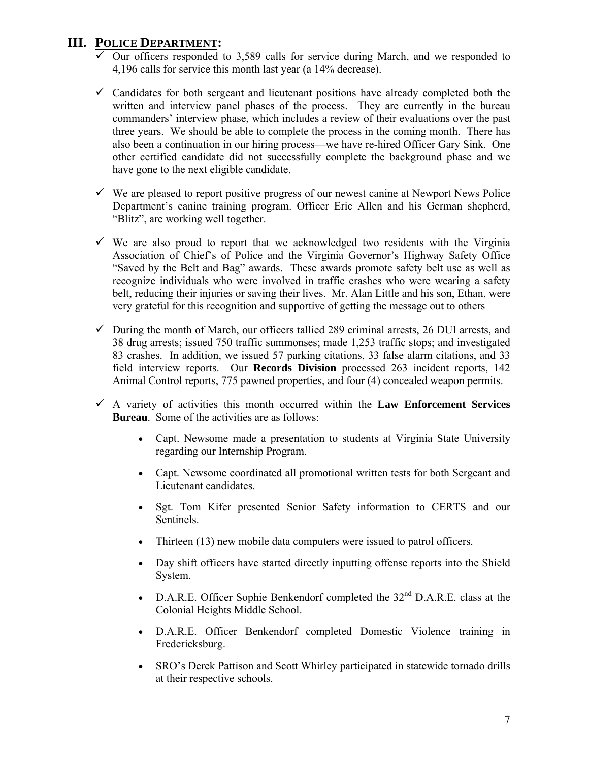## III. POLICE DEPARTMENT:

- ✓ Our officers responded to 3,589 calls for service during March, and we responded to 4,196 calls for service this month last year (a 14% decrease).

- ✓ Candidates for both sergeant and lieutenant positions have already completed both the written and interview panel phases of the process. They are currently in the bureau commanders' interview phase, which includes a review of their evaluations over the past three years. We should be able to complete the process in the coming month. There has also been a continuation in our hiring process—we have re-hired Officer Gary Sink. One other certified candidate did not successfully complete the background phase and we have gone to the next eligible candidate.

- ✓ We are pleased to report positive progress of our newest canine at Newport News Police Department's canine training program. Officer Eric Allen and his German shepherd, "Blitz", are working well together.

- ✓ We are also proud to report that we acknowledged two residents with the Virginia Association of Chief's of Police and the Virginia Governor's Highway Safety Office "Saved by the Belt and Bag" awards. These awards promote safety belt use as well as recognize individuals who were involved in traffic crashes who were wearing a safety belt, reducing their injuries or saving their lives. Mr. Alan Little and his son, Ethan, were very grateful for this recognition and supportive of getting the message out to others

- ✓ During the month of March, our officers tallied 289 criminal arrests, 26 DUI arrests, and 38 drug arrests; issued 750 traffic summonses; made 1,253 traffic stops; and investigated 83 crashes. In addition, we issued 57 parking citations, 33 false alarm citations, and 33 field interview reports. Our **Records Division** processed 263 incident reports, 142 Animal Control reports, 775 pawned properties, and four (4) concealed weapon permits.

- ✓ A variety of activities this month occurred within the **Law Enforcement Services Bureau**. Some of the activities are as follows:

  - Capt. Newsome made a presentation to students at Virginia State University regarding our Internship Program.

  - Capt. Newsome coordinated all promotional written tests for both Sergeant and Lieutenant candidates.

  - Sgt. Tom Kifer presented Senior Safety information to CERTS and our Sentinels.

  - Thirteen (13) new mobile data computers were issued to patrol officers.

  - Day shift officers have started directly inputting offense reports into the Shield System.

  - D.A.R.E. Officer Sophie Benkendorf completed the 32nd D.A.R.E. class at the Colonial Heights Middle School.

  - D.A.R.E. Officer Benkendorf completed Domestic Violence training in Fredericksburg.

  - SRO's Derek Pattison and Scott Whirley participated in statewide tornado drills at their respective schools.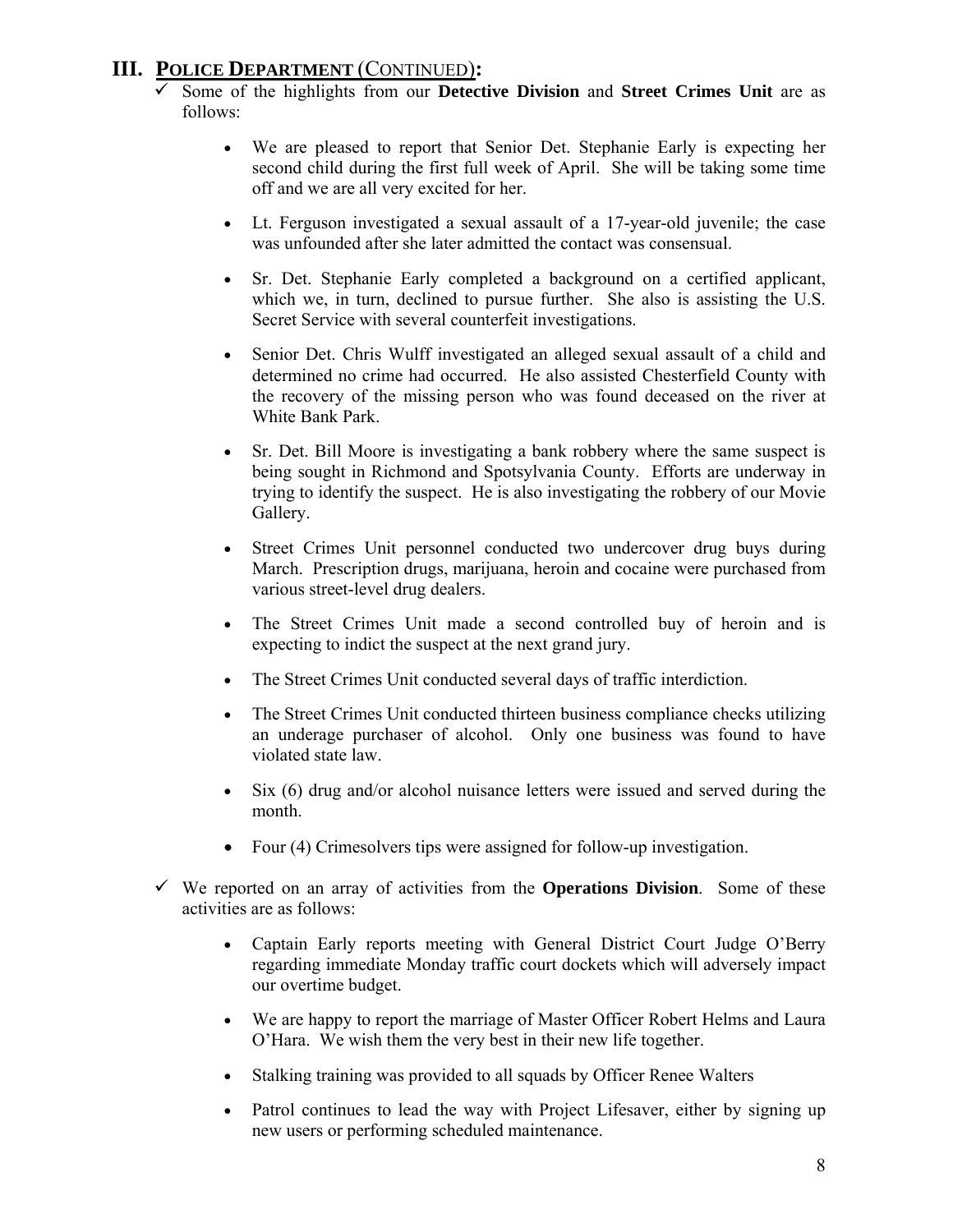## III. POLICE DEPARTMENT (CONTINUED):

- ✓ Some of the highlights from our **Detective Division** and **Street Crimes Unit** are as follows:

  - We are pleased to report that Senior Det. Stephanie Early is expecting her second child during the first full week of April. She will be taking some time off and we are all very excited for her.

  - Lt. Ferguson investigated a sexual assault of a 17-year-old juvenile; the case was unfounded after she later admitted the contact was consensual.

  - Sr. Det. Stephanie Early completed a background on a certified applicant, which we, in turn, declined to pursue further. She also is assisting the U.S. Secret Service with several counterfeit investigations.

  - Senior Det. Chris Wulff investigated an alleged sexual assault of a child and determined no crime had occurred. He also assisted Chesterfield County with the recovery of the missing person who was found deceased on the river at White Bank Park.

  - Sr. Det. Bill Moore is investigating a bank robbery where the same suspect is being sought in Richmond and Spotsylvania County. Efforts are underway in trying to identify the suspect. He is also investigating the robbery of our Movie Gallery.

  - Street Crimes Unit personnel conducted two undercover drug buys during March. Prescription drugs, marijuana, heroin and cocaine were purchased from various street-level drug dealers.

  - The Street Crimes Unit made a second controlled buy of heroin and is expecting to indict the suspect at the next grand jury.

  - The Street Crimes Unit conducted several days of traffic interdiction.

  - The Street Crimes Unit conducted thirteen business compliance checks utilizing an underage purchaser of alcohol. Only one business was found to have violated state law.

  - Six (6) drug and/or alcohol nuisance letters were issued and served during the month.

  - Four (4) Crimesolvers tips were assigned for follow-up investigation.

- ✓ We reported on an array of activities from the **Operations Division**. Some of these activities are as follows:

  - Captain Early reports meeting with General District Court Judge O'Berry regarding immediate Monday traffic court dockets which will adversely impact our overtime budget.

  - We are happy to report the marriage of Master Officer Robert Helms and Laura O'Hara. We wish them the very best in their new life together.

  - Stalking training was provided to all squads by Officer Renee Walters

  - Patrol continues to lead the way with Project Lifesaver, either by signing up new users or performing scheduled maintenance.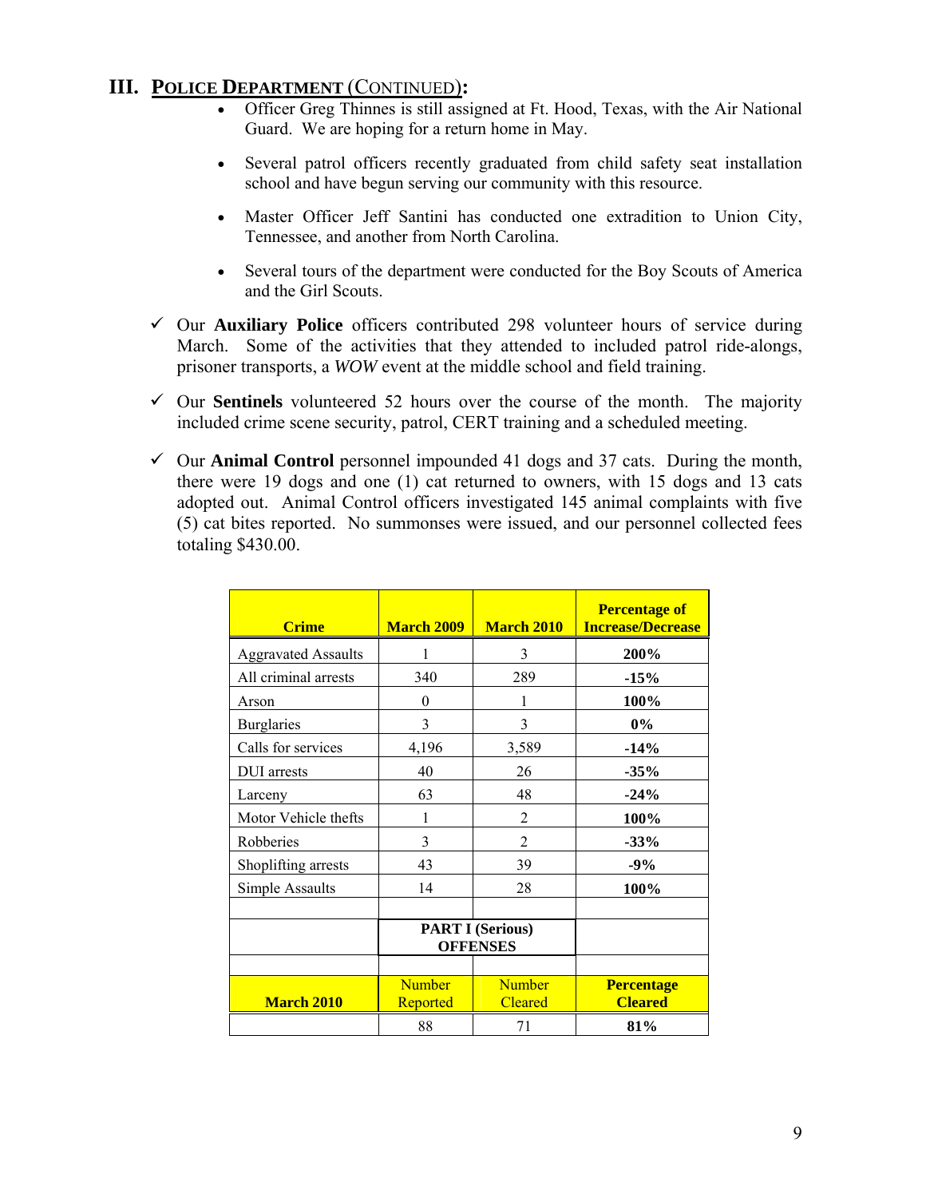## III. POLICE DEPARTMENT (CONTINUED):

- Officer Greg Thinnes is still assigned at Ft. Hood, Texas, with the Air National Guard. We are hoping for a return home in May.
- Several patrol officers recently graduated from child safety seat installation school and have begun serving our community with this resource.
- Master Officer Jeff Santini has conducted one extradition to Union City, Tennessee, and another from North Carolina.
- Several tours of the department were conducted for the Boy Scouts of America and the Girl Scouts.

✓ Our **Auxiliary Police** officers contributed 298 volunteer hours of service during March. Some of the activities that they attended to included patrol ride-alongs, prisoner transports, a *WOW* event at the middle school and field training.

✓ Our **Sentinels** volunteered 52 hours over the course of the month. The majority included crime scene security, patrol, CERT training and a scheduled meeting.

✓ Our **Animal Control** personnel impounded 41 dogs and 37 cats. During the month, there were 19 dogs and one (1) cat returned to owners, with 15 dogs and 13 cats adopted out. Animal Control officers investigated 145 animal complaints with five (5) cat bites reported. No summonses were issued, and our personnel collected fees totaling $430.00.

| Crime | March 2009 | March 2010 | Percentage of Increase/Decrease |
|---|---|---|---|
| Aggravated Assaults | 1 | 3 | **200%** |
| All criminal arrests | 340 | 289 | **-15%** |
| Arson | 0 | 1 | **100%** |
| Burglaries | 3 | 3 | **0%** |
| Calls for services | 4,196 | 3,589 | **-14%** |
| DUI arrests | 40 | 26 | **-35%** |
| Larceny | 63 | 48 | **-24%** |
| Motor Vehicle thefts | 1 | 2 | **100%** |
| Robberies | 3 | 2 | **-33%** |
| Shoplifting arrests | 43 | 39 | **-9%** |
| Simple Assaults | 14 | 28 | **100%** |

| | PART I (Serious) OFFENSES | | |
|---|---|---|---|
| **March 2010** | Number Reported | Number Cleared | **Percentage Cleared** |
| | 88 | 71 | **81%** |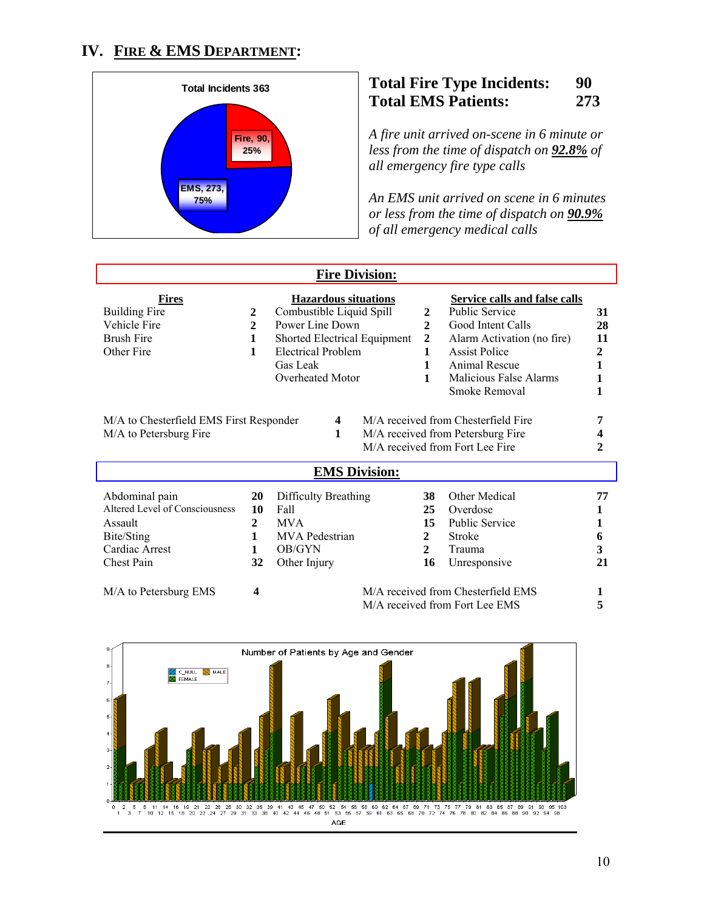# IV. FIRE & EMS DEPARTMENT:

Total Incidents 363

Fire, 90, 25%

EMS, 273, 75%

**Total Fire Type Incidents: 90**
**Total EMS Patients: 273**

*A fire unit arrived on-scene in 6 minute or less from the time of dispatch on* ***92.8%*** *of all emergency fire type calls*

*An EMS unit arrived on scene in 6 minutes or less from the time of dispatch on* ***90.9%*** *of all emergency medical calls*

## Fire Division:

| Fires | | Hazardous situations | | Service calls and false calls | |
|---|---|---|---|---|---|
| Building Fire | 2 | Combustible Liquid Spill | 2 | Public Service | 31 |
| Vehicle Fire | 2 | Power Line Down | 2 | Good Intent Calls | 28 |
| Brush Fire | 1 | Shorted Electrical Equipment | 2 | Alarm Activation (no fire) | 11 |
| Other Fire | 1 | Electrical Problem | 1 | Assist Police | 2 |
| | | Gas Leak | 1 | Animal Rescue | 1 |
| | | Overheated Motor | 1 | Malicious False Alarms | 1 |
| | | | | Smoke Removal | 1 |

| | | | |
|---|---|---|---|
| M/A to Chesterfield EMS First Responder | 4 | M/A received from Chesterfield Fire | 7 |
| M/A to Petersburg Fire | 1 | M/A received from Petersburg Fire | 4 |
| | | M/A received from Fort Lee Fire | 2 |

## EMS Division:

| | | | | | |
|---|---|---|---|---|---|
| Abdominal pain | 20 | Difficulty Breathing | 38 | Other Medical | 77 |
| Altered Level of Consciousness | 10 | Fall | 25 | Overdose | 1 |
| Assault | 2 | MVA | 15 | Public Service | 1 |
| Bite/Sting | 1 | MVA Pedestrian | 2 | Stroke | 6 |
| Cardiac Arrest | 1 | OB/GYN | 2 | Trauma | 3 |
| Chest Pain | 32 | Other Injury | 16 | Unresponsive | 21 |

| | | | |
|---|---|---|---|
| M/A to Petersburg EMS | 4 | M/A received from Chesterfield EMS | 1 |
| | | M/A received from Fort Lee EMS | 5 |

Number of Patients by Age and Gender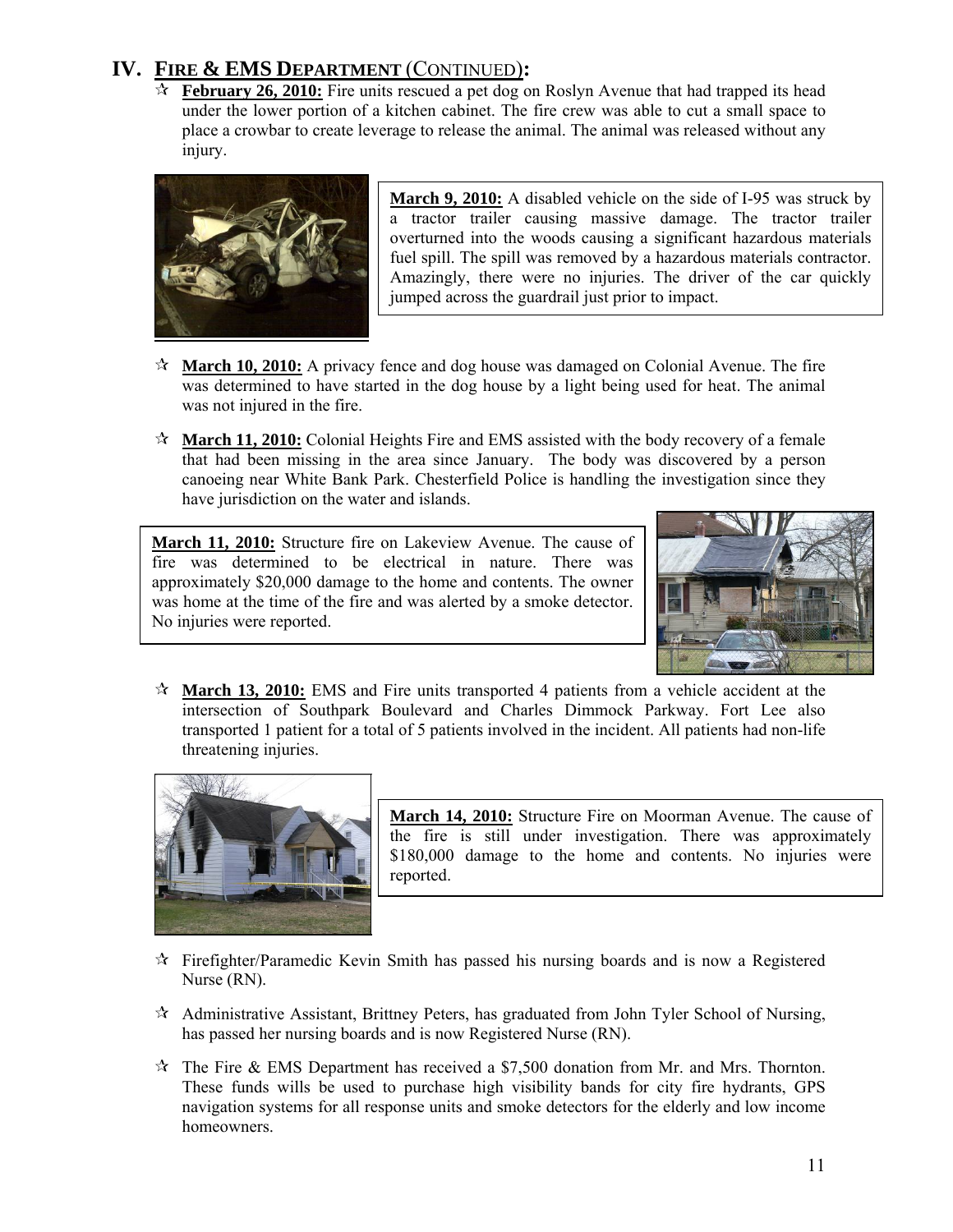## IV. FIRE & EMS DEPARTMENT (CONTINUED):

- **February 26, 2010:** Fire units rescued a pet dog on Roslyn Avenue that had trapped its head under the lower portion of a kitchen cabinet. The fire crew was able to cut a small space to place a crowbar to create leverage to release the animal. The animal was released without any injury.

**March 9, 2010:** A disabled vehicle on the side of I-95 was struck by a tractor trailer causing massive damage. The tractor trailer overturned into the woods causing a significant hazardous materials fuel spill. The spill was removed by a hazardous materials contractor. Amazingly, there were no injuries. The driver of the car quickly jumped across the guardrail just prior to impact.

- **March 10, 2010:** A privacy fence and dog house was damaged on Colonial Avenue. The fire was determined to have started in the dog house by a light being used for heat. The animal was not injured in the fire.

- **March 11, 2010:** Colonial Heights Fire and EMS assisted with the body recovery of a female that had been missing in the area since January. The body was discovered by a person canoeing near White Bank Park. Chesterfield Police is handling the investigation since they have jurisdiction on the water and islands.

**March 11, 2010:** Structure fire on Lakeview Avenue. The cause of fire was determined to be electrical in nature. There was approximately $20,000 damage to the home and contents. The owner was home at the time of the fire and was alerted by a smoke detector. No injuries were reported.

- **March 13, 2010:** EMS and Fire units transported 4 patients from a vehicle accident at the intersection of Southpark Boulevard and Charles Dimmock Parkway. Fort Lee also transported 1 patient for a total of 5 patients involved in the incident. All patients had non-life threatening injuries.

**March 14, 2010:** Structure Fire on Moorman Avenue. The cause of the fire is still under investigation. There was approximately $180,000 damage to the home and contents. No injuries were reported.

- Firefighter/Paramedic Kevin Smith has passed his nursing boards and is now a Registered Nurse (RN).

- Administrative Assistant, Brittney Peters, has graduated from John Tyler School of Nursing, has passed her nursing boards and is now Registered Nurse (RN).

- The Fire & EMS Department has received a $7,500 donation from Mr. and Mrs. Thornton. These funds wills be used to purchase high visibility bands for city fire hydrants, GPS navigation systems for all response units and smoke detectors for the elderly and low income homeowners.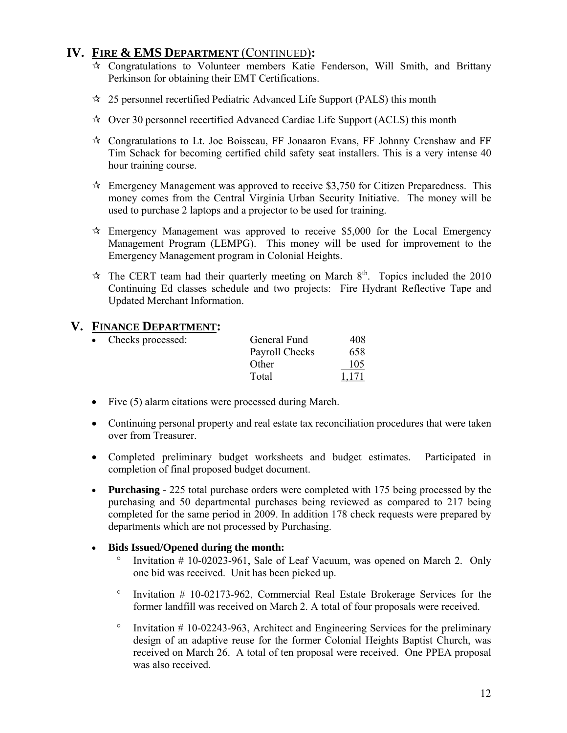## IV. FIRE & EMS DEPARTMENT (CONTINUED):

- ☆ Congratulations to Volunteer members Katie Fenderson, Will Smith, and Brittany Perkinson for obtaining their EMT Certifications.
- ☆ 25 personnel recertified Pediatric Advanced Life Support (PALS) this month
- ☆ Over 30 personnel recertified Advanced Cardiac Life Support (ACLS) this month
- ☆ Congratulations to Lt. Joe Boisseau, FF Jonaaron Evans, FF Johnny Crenshaw and FF Tim Schack for becoming certified child safety seat installers. This is a very intense 40 hour training course.
- ☆ Emergency Management was approved to receive $3,750 for Citizen Preparedness. This money comes from the Central Virginia Urban Security Initiative. The money will be used to purchase 2 laptops and a projector to be used for training.
- ☆ Emergency Management was approved to receive $5,000 for the Local Emergency Management Program (LEMPG). This money will be used for improvement to the Emergency Management program in Colonial Heights.
- ☆ The CERT team had their quarterly meeting on March 8th. Topics included the 2010 Continuing Ed classes schedule and two projects: Fire Hydrant Reflective Tape and Updated Merchant Information.

## V. FINANCE DEPARTMENT:

- Checks processed:

| | | |
|---|---|---|
| Checks processed: | General Fund | 408 |
| | Payroll Checks | 658 |
| | Other | 105 |
| | Total | 1,171 |

- Five (5) alarm citations were processed during March.
- Continuing personal property and real estate tax reconciliation procedures that were taken over from Treasurer.
- Completed preliminary budget worksheets and budget estimates. Participated in completion of final proposed budget document.
- **Purchasing** - 225 total purchase orders were completed with 175 being processed by the purchasing and 50 departmental purchases being reviewed as compared to 217 being completed for the same period in 2009. In addition 178 check requests were prepared by departments which are not processed by Purchasing.
- **Bids Issued/Opened during the month:**
  - Invitation # 10-02023-961, Sale of Leaf Vacuum, was opened on March 2. Only one bid was received. Unit has been picked up.
  - Invitation # 10-02173-962, Commercial Real Estate Brokerage Services for the former landfill was received on March 2. A total of four proposals were received.
  - Invitation # 10-02243-963, Architect and Engineering Services for the preliminary design of an adaptive reuse for the former Colonial Heights Baptist Church, was received on March 26. A total of ten proposal were received. One PPEA proposal was also received.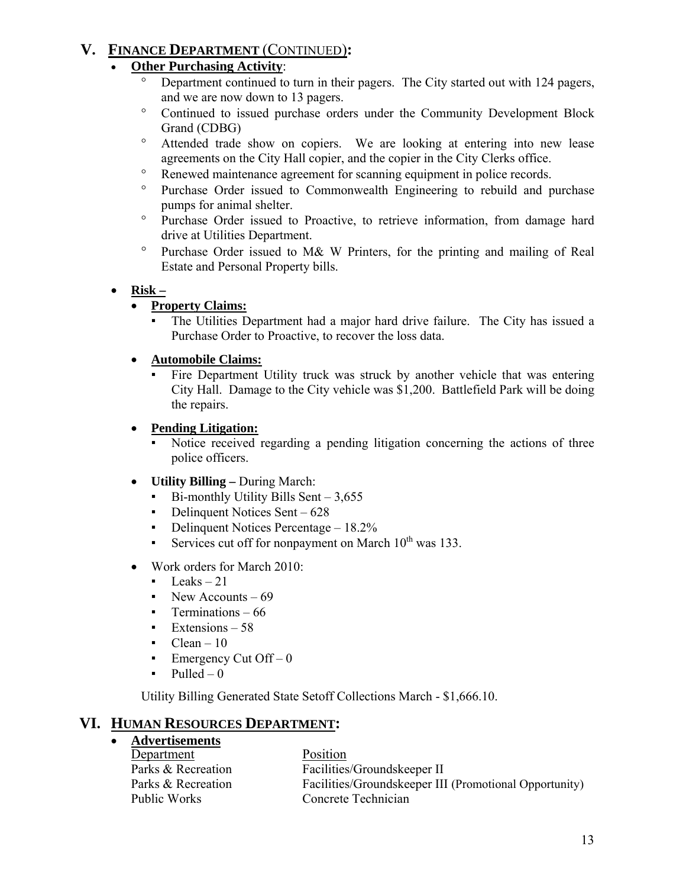## V. FINANCE DEPARTMENT (CONTINUED):

- **Other Purchasing Activity**:
  - Department continued to turn in their pagers. The City started out with 124 pagers, and we are now down to 13 pagers.
  - Continued to issued purchase orders under the Community Development Block Grand (CDBG)
  - Attended trade show on copiers. We are looking at entering into new lease agreements on the City Hall copier, and the copier in the City Clerks office.
  - Renewed maintenance agreement for scanning equipment in police records.
  - Purchase Order issued to Commonwealth Engineering to rebuild and purchase pumps for animal shelter.
  - Purchase Order issued to Proactive, to retrieve information, from damage hard drive at Utilities Department.
  - Purchase Order issued to M& W Printers, for the printing and mailing of Real Estate and Personal Property bills.

- **Risk –**
  - **Property Claims:**
    - The Utilities Department had a major hard drive failure. The City has issued a Purchase Order to Proactive, to recover the loss data.
  - **Automobile Claims:**
    - Fire Department Utility truck was struck by another vehicle that was entering City Hall. Damage to the City vehicle was $1,200. Battlefield Park will be doing the repairs.
  - **Pending Litigation:**
    - Notice received regarding a pending litigation concerning the actions of three police officers.
  - **Utility Billing –** During March:
    - Bi-monthly Utility Bills Sent – 3,655
    - Delinquent Notices Sent – 628
    - Delinquent Notices Percentage – 18.2%
    - Services cut off for nonpayment on March 10th was 133.
  - Work orders for March 2010:
    - Leaks – 21
    - New Accounts – 69
    - Terminations – 66
    - Extensions – 58
    - Clean – 10
    - Emergency Cut Off – 0
    - Pulled – 0

  Utility Billing Generated State Setoff Collections March - $1,666.10.

## VI. HUMAN RESOURCES DEPARTMENT:

- **Advertisements**

| Department | Position |
|---|---|
| Parks & Recreation | Facilities/Groundskeeper II |
| Parks & Recreation | Facilities/Groundskeeper III (Promotional Opportunity) |
| Public Works | Concrete Technician |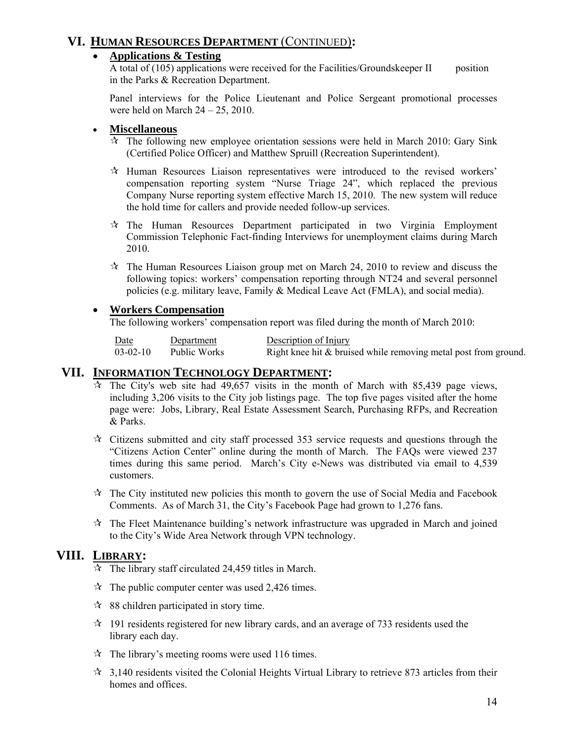## VI. HUMAN RESOURCES DEPARTMENT (CONTINUED):

- **Applications & Testing**

  A total of (105) applications were received for the Facilities/Groundskeeper II position in the Parks & Recreation Department.

  Panel interviews for the Police Lieutenant and Police Sergeant promotional processes were held on March 24 – 25, 2010.

- **Miscellaneous**
  - ☆ The following new employee orientation sessions were held in March 2010: Gary Sink (Certified Police Officer) and Matthew Spruill (Recreation Superintendent).
  - ☆ Human Resources Liaison representatives were introduced to the revised workers' compensation reporting system "Nurse Triage 24", which replaced the previous Company Nurse reporting system effective March 15, 2010. The new system will reduce the hold time for callers and provide needed follow-up services.
  - ☆ The Human Resources Department participated in two Virginia Employment Commission Telephonic Fact-finding Interviews for unemployment claims during March 2010.
  - ☆ The Human Resources Liaison group met on March 24, 2010 to review and discuss the following topics: workers' compensation reporting through NT24 and several personnel policies (e.g. military leave, Family & Medical Leave Act (FMLA), and social media).

- **Workers Compensation**

  The following workers' compensation report was filed during the month of March 2010:

| Date | Department | Description of Injury |
|---|---|---|
| 03-02-10 | Public Works | Right knee hit & bruised while removing metal post from ground. |

## VII. INFORMATION TECHNOLOGY DEPARTMENT:

- ☆ The City's web site had 49,657 visits in the month of March with 85,439 page views, including 3,206 visits to the City job listings page. The top five pages visited after the home page were: Jobs, Library, Real Estate Assessment Search, Purchasing RFPs, and Recreation & Parks.
- ☆ Citizens submitted and city staff processed 353 service requests and questions through the "Citizens Action Center" online during the month of March. The FAQs were viewed 237 times during this same period. March's City e-News was distributed via email to 4,539 customers.
- ☆ The City instituted new policies this month to govern the use of Social Media and Facebook Comments. As of March 31, the City's Facebook Page had grown to 1,276 fans.
- ☆ The Fleet Maintenance building's network infrastructure was upgraded in March and joined to the City's Wide Area Network through VPN technology.

## VIII. LIBRARY:

- ☆ The library staff circulated 24,459 titles in March.
- ☆ The public computer center was used 2,426 times.
- ☆ 88 children participated in story time.
- ☆ 191 residents registered for new library cards, and an average of 733 residents used the library each day.
- ☆ The library's meeting rooms were used 116 times.
- ☆ 3,140 residents visited the Colonial Heights Virtual Library to retrieve 873 articles from their homes and offices.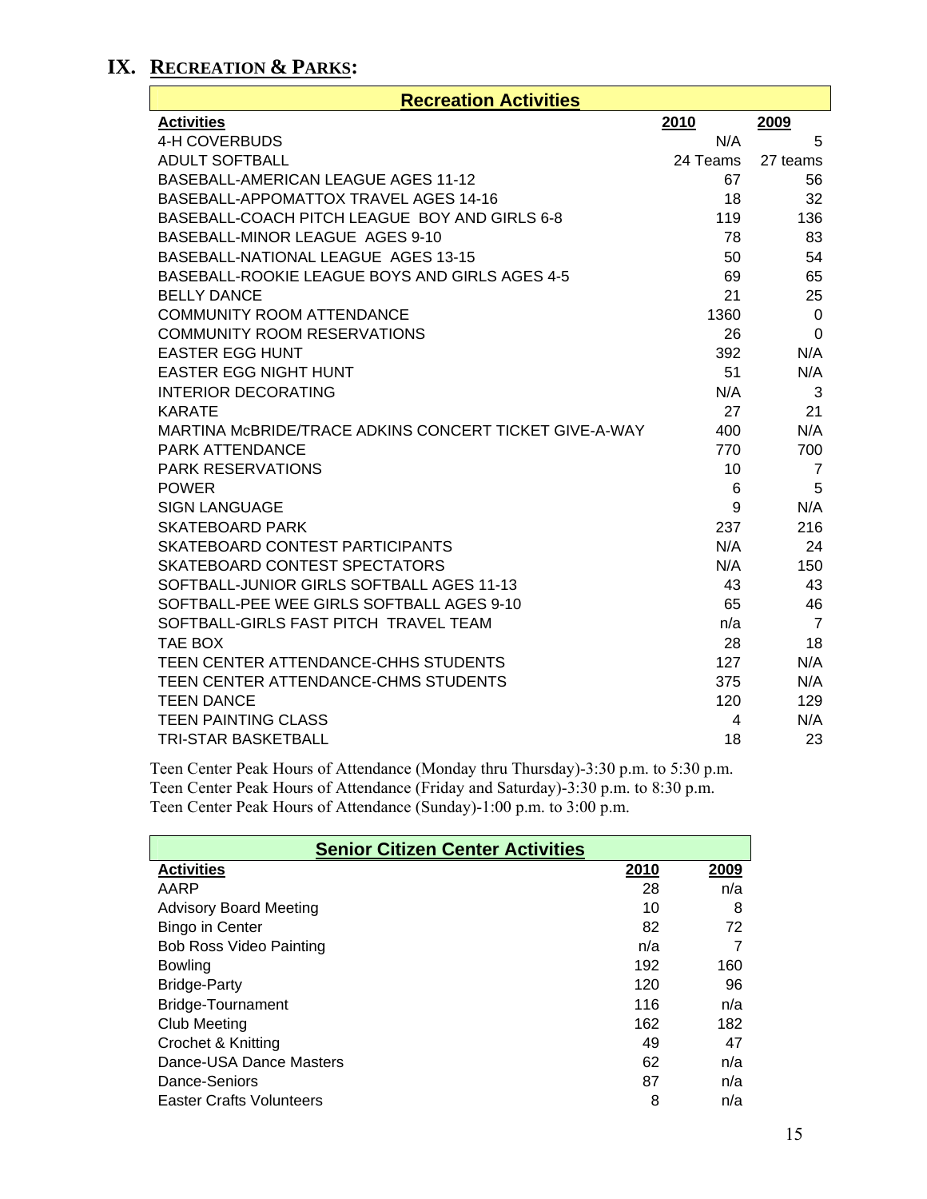# IX. RECREATION & PARKS:

| Recreation Activities | | |
|---|---|---|
| **Activities** | **2010** | **2009** |
| 4-H COVERBUDS | N/A | 5 |
| ADULT SOFTBALL | 24 Teams | 27 teams |
| BASEBALL-AMERICAN LEAGUE AGES 11-12 | 67 | 56 |
| BASEBALL-APPOMATTOX TRAVEL AGES 14-16 | 18 | 32 |
| BASEBALL-COACH PITCH LEAGUE BOY AND GIRLS 6-8 | 119 | 136 |
| BASEBALL-MINOR LEAGUE AGES 9-10 | 78 | 83 |
| BASEBALL-NATIONAL LEAGUE AGES 13-15 | 50 | 54 |
| BASEBALL-ROOKIE LEAGUE BOYS AND GIRLS AGES 4-5 | 69 | 65 |
| BELLY DANCE | 21 | 25 |
| COMMUNITY ROOM ATTENDANCE | 1360 | 0 |
| COMMUNITY ROOM RESERVATIONS | 26 | 0 |
| EASTER EGG HUNT | 392 | N/A |
| EASTER EGG NIGHT HUNT | 51 | N/A |
| INTERIOR DECORATING | N/A | 3 |
| KARATE | 27 | 21 |
| MARTINA McBRIDE/TRACE ADKINS CONCERT TICKET GIVE-A-WAY | 400 | N/A |
| PARK ATTENDANCE | 770 | 700 |
| PARK RESERVATIONS | 10 | 7 |
| POWER | 6 | 5 |
| SIGN LANGUAGE | 9 | N/A |
| SKATEBOARD PARK | 237 | 216 |
| SKATEBOARD CONTEST PARTICIPANTS | N/A | 24 |
| SKATEBOARD CONTEST SPECTATORS | N/A | 150 |
| SOFTBALL-JUNIOR GIRLS SOFTBALL AGES 11-13 | 43 | 43 |
| SOFTBALL-PEE WEE GIRLS SOFTBALL AGES 9-10 | 65 | 46 |
| SOFTBALL-GIRLS FAST PITCH TRAVEL TEAM | n/a | 7 |
| TAE BOX | 28 | 18 |
| TEEN CENTER ATTENDANCE-CHHS STUDENTS | 127 | N/A |
| TEEN CENTER ATTENDANCE-CHMS STUDENTS | 375 | N/A |
| TEEN DANCE | 120 | 129 |
| TEEN PAINTING CLASS | 4 | N/A |
| TRI-STAR BASKETBALL | 18 | 23 |

Teen Center Peak Hours of Attendance (Monday thru Thursday)-3:30 p.m. to 5:30 p.m.
Teen Center Peak Hours of Attendance (Friday and Saturday)-3:30 p.m. to 8:30 p.m.
Teen Center Peak Hours of Attendance (Sunday)-1:00 p.m. to 3:00 p.m.

| Senior Citizen Center Activities | | |
|---|---|---|
| **Activities** | **2010** | **2009** |
| AARP | 28 | n/a |
| Advisory Board Meeting | 10 | 8 |
| Bingo in Center | 82 | 72 |
| Bob Ross Video Painting | n/a | 7 |
| Bowling | 192 | 160 |
| Bridge-Party | 120 | 96 |
| Bridge-Tournament | 116 | n/a |
| Club Meeting | 162 | 182 |
| Crochet & Knitting | 49 | 47 |
| Dance-USA Dance Masters | 62 | n/a |
| Dance-Seniors | 87 | n/a |
| Easter Crafts Volunteers | 8 | n/a |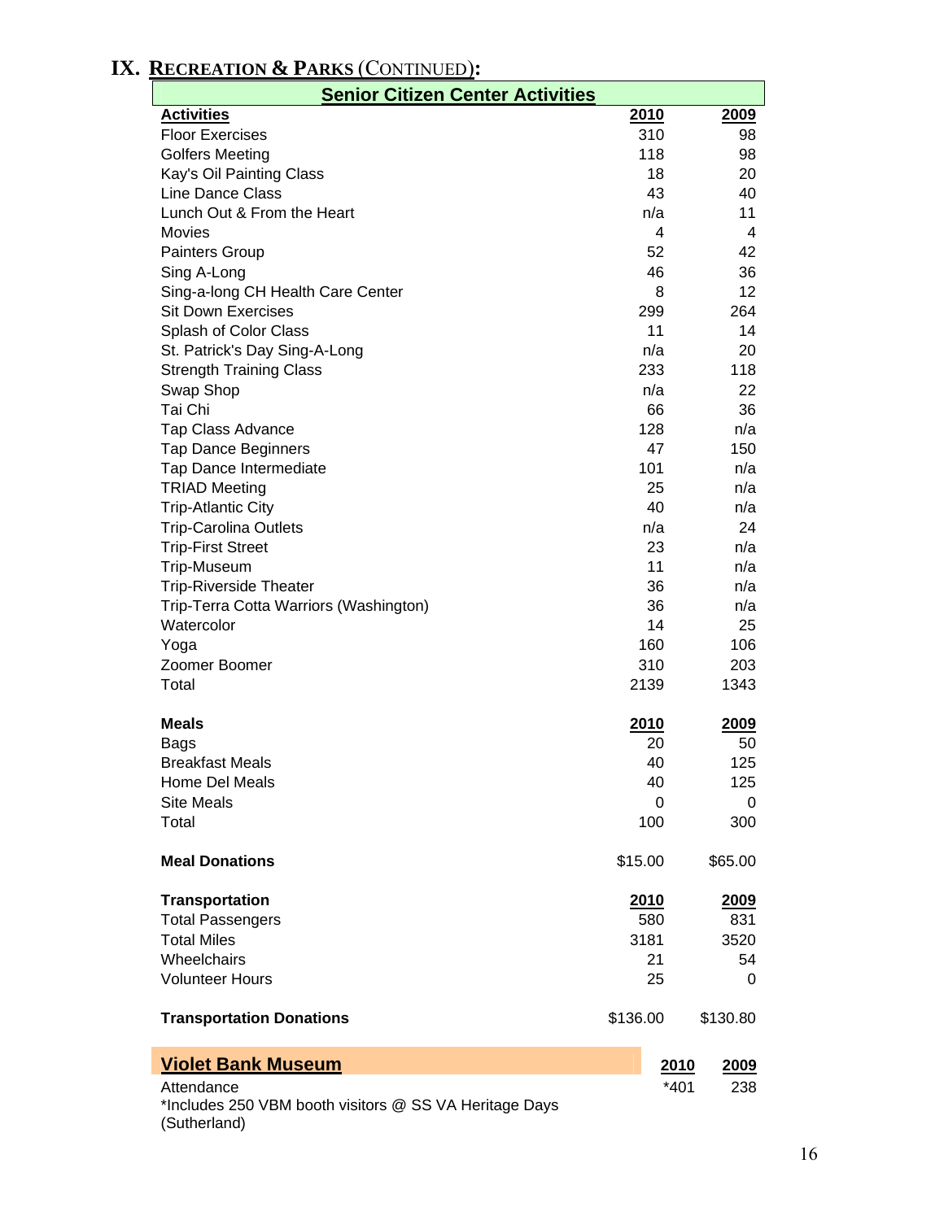# IX. RECREATION & PARKS (CONTINUED):

## Senior Citizen Center Activities

| Activities | 2010 | 2009 |
| --- | --- | --- |
| Floor Exercises | 310 | 98 |
| Golfers Meeting | 118 | 98 |
| Kay's Oil Painting Class | 18 | 20 |
| Line Dance Class | 43 | 40 |
| Lunch Out & From the Heart | n/a | 11 |
| Movies | 4 | 4 |
| Painters Group | 52 | 42 |
| Sing A-Long | 46 | 36 |
| Sing-a-long CH Health Care Center | 8 | 12 |
| Sit Down Exercises | 299 | 264 |
| Splash of Color Class | 11 | 14 |
| St. Patrick's Day Sing-A-Long | n/a | 20 |
| Strength Training Class | 233 | 118 |
| Swap Shop | n/a | 22 |
| Tai Chi | 66 | 36 |
| Tap Class Advance | 128 | n/a |
| Tap Dance Beginners | 47 | 150 |
| Tap Dance Intermediate | 101 | n/a |
| TRIAD Meeting | 25 | n/a |
| Trip-Atlantic City | 40 | n/a |
| Trip-Carolina Outlets | n/a | 24 |
| Trip-First Street | 23 | n/a |
| Trip-Museum | 11 | n/a |
| Trip-Riverside Theater | 36 | n/a |
| Trip-Terra Cotta Warriors (Washington) | 36 | n/a |
| Watercolor | 14 | 25 |
| Yoga | 160 | 106 |
| Zoomer Boomer | 310 | 203 |
| Total | 2139 | 1343 |

| Meals | 2010 | 2009 |
| --- | --- | --- |
| Bags | 20 | 50 |
| Breakfast Meals | 40 | 125 |
| Home Del Meals | 40 | 125 |
| Site Meals | 0 | 0 |
| Total | 100 | 300 |

| | 2010 | 2009 |
| --- | --- | --- |
| **Meal Donations** | $15.00 | $65.00 |

| Transportation | 2010 | 2009 |
| --- | --- | --- |
| Total Passengers | 580 | 831 |
| Total Miles | 3181 | 3520 |
| Wheelchairs | 21 | 54 |
| Volunteer Hours | 25 | 0 |

| | 2010 | 2009 |
| --- | --- | --- |
| **Transportation Donations** | $136.00 | $130.80 |

## Violet Bank Museum

| | 2010 | 2009 |
| --- | --- | --- |
| Attendance | *401 | 238 |

*Includes 250 VBM booth visitors @ SS VA Heritage Days (Sutherland)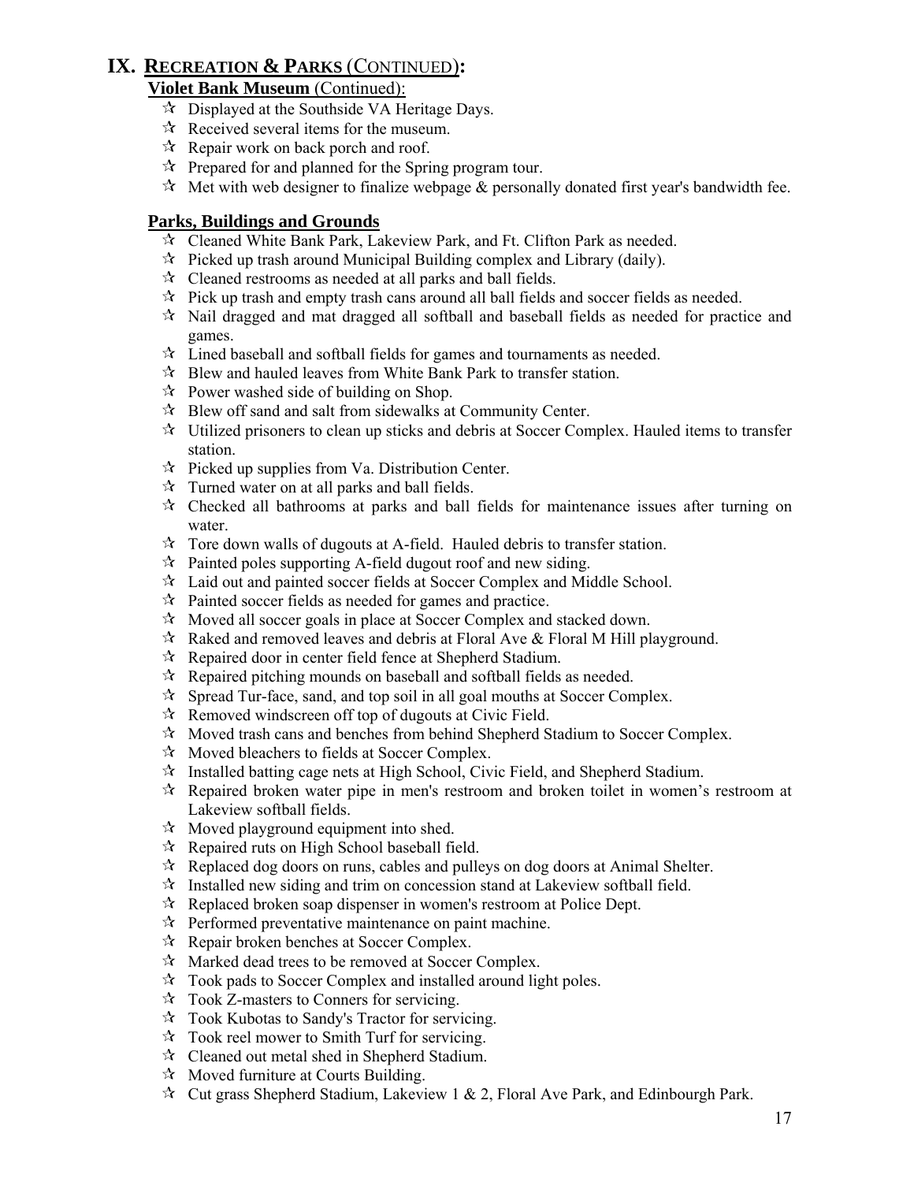# IX. RECREATION & PARKS (CONTINUED):

**Violet Bank Museum** (Continued):

- Displayed at the Southside VA Heritage Days.
- Received several items for the museum.
- Repair work on back porch and roof.
- Prepared for and planned for the Spring program tour.
- Met with web designer to finalize webpage & personally donated first year's bandwidth fee.

**Parks, Buildings and Grounds**

- Cleaned White Bank Park, Lakeview Park, and Ft. Clifton Park as needed.
- Picked up trash around Municipal Building complex and Library (daily).
- Cleaned restrooms as needed at all parks and ball fields.
- Pick up trash and empty trash cans around all ball fields and soccer fields as needed.
- Nail dragged and mat dragged all softball and baseball fields as needed for practice and games.
- Lined baseball and softball fields for games and tournaments as needed.
- Blew and hauled leaves from White Bank Park to transfer station.
- Power washed side of building on Shop.
- Blew off sand and salt from sidewalks at Community Center.
- Utilized prisoners to clean up sticks and debris at Soccer Complex. Hauled items to transfer station.
- Picked up supplies from Va. Distribution Center.
- Turned water on at all parks and ball fields.
- Checked all bathrooms at parks and ball fields for maintenance issues after turning on water.
- Tore down walls of dugouts at A-field. Hauled debris to transfer station.
- Painted poles supporting A-field dugout roof and new siding.
- Laid out and painted soccer fields at Soccer Complex and Middle School.
- Painted soccer fields as needed for games and practice.
- Moved all soccer goals in place at Soccer Complex and stacked down.
- Raked and removed leaves and debris at Floral Ave & Floral M Hill playground.
- Repaired door in center field fence at Shepherd Stadium.
- Repaired pitching mounds on baseball and softball fields as needed.
- Spread Tur-face, sand, and top soil in all goal mouths at Soccer Complex.
- Removed windscreen off top of dugouts at Civic Field.
- Moved trash cans and benches from behind Shepherd Stadium to Soccer Complex.
- Moved bleachers to fields at Soccer Complex.
- Installed batting cage nets at High School, Civic Field, and Shepherd Stadium.
- Repaired broken water pipe in men's restroom and broken toilet in women's restroom at Lakeview softball fields.
- Moved playground equipment into shed.
- Repaired ruts on High School baseball field.
- Replaced dog doors on runs, cables and pulleys on dog doors at Animal Shelter.
- Installed new siding and trim on concession stand at Lakeview softball field.
- Replaced broken soap dispenser in women's restroom at Police Dept.
- Performed preventative maintenance on paint machine.
- Repair broken benches at Soccer Complex.
- Marked dead trees to be removed at Soccer Complex.
- Took pads to Soccer Complex and installed around light poles.
- Took Z-masters to Conners for servicing.
- Took Kubotas to Sandy's Tractor for servicing.
- Took reel mower to Smith Turf for servicing.
- Cleaned out metal shed in Shepherd Stadium.
- Moved furniture at Courts Building.
- Cut grass Shepherd Stadium, Lakeview 1 & 2, Floral Ave Park, and Edinbourgh Park.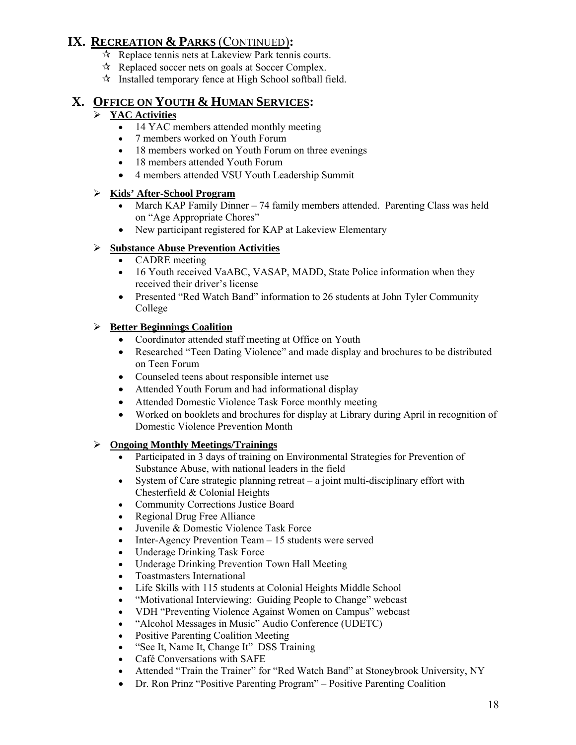## IX. RECREATION & PARKS (CONTINUED):

- ✩ Replace tennis nets at Lakeview Park tennis courts.
- ✩ Replaced soccer nets on goals at Soccer Complex.
- ✩ Installed temporary fence at High School softball field.

## X. OFFICE ON YOUTH & HUMAN SERVICES:

- **YAC Activities**
  - 14 YAC members attended monthly meeting
  - 7 members worked on Youth Forum
  - 18 members worked on Youth Forum on three evenings
  - 18 members attended Youth Forum
  - 4 members attended VSU Youth Leadership Summit

- **Kids' After-School Program**
  - March KAP Family Dinner – 74 family members attended. Parenting Class was held on "Age Appropriate Chores"
  - New participant registered for KAP at Lakeview Elementary

- **Substance Abuse Prevention Activities**
  - CADRE meeting
  - 16 Youth received VaABC, VASAP, MADD, State Police information when they received their driver's license
  - Presented "Red Watch Band" information to 26 students at John Tyler Community College

- **Better Beginnings Coalition**
  - Coordinator attended staff meeting at Office on Youth
  - Researched "Teen Dating Violence" and made display and brochures to be distributed on Teen Forum
  - Counseled teens about responsible internet use
  - Attended Youth Forum and had informational display
  - Attended Domestic Violence Task Force monthly meeting
  - Worked on booklets and brochures for display at Library during April in recognition of Domestic Violence Prevention Month

- **Ongoing Monthly Meetings/Trainings**
  - Participated in 3 days of training on Environmental Strategies for Prevention of Substance Abuse, with national leaders in the field
  - System of Care strategic planning retreat – a joint multi-disciplinary effort with Chesterfield & Colonial Heights
  - Community Corrections Justice Board
  - Regional Drug Free Alliance
  - Juvenile & Domestic Violence Task Force
  - Inter-Agency Prevention Team – 15 students were served
  - Underage Drinking Task Force
  - Underage Drinking Prevention Town Hall Meeting
  - Toastmasters International
  - Life Skills with 115 students at Colonial Heights Middle School
  - "Motivational Interviewing: Guiding People to Change" webcast
  - VDH "Preventing Violence Against Women on Campus" webcast
  - "Alcohol Messages in Music" Audio Conference (UDETC)
  - Positive Parenting Coalition Meeting
  - "See It, Name It, Change It" DSS Training
  - Café Conversations with SAFE
  - Attended "Train the Trainer" for "Red Watch Band" at Stoneybrook University, NY
  - Dr. Ron Prinz "Positive Parenting Program" – Positive Parenting Coalition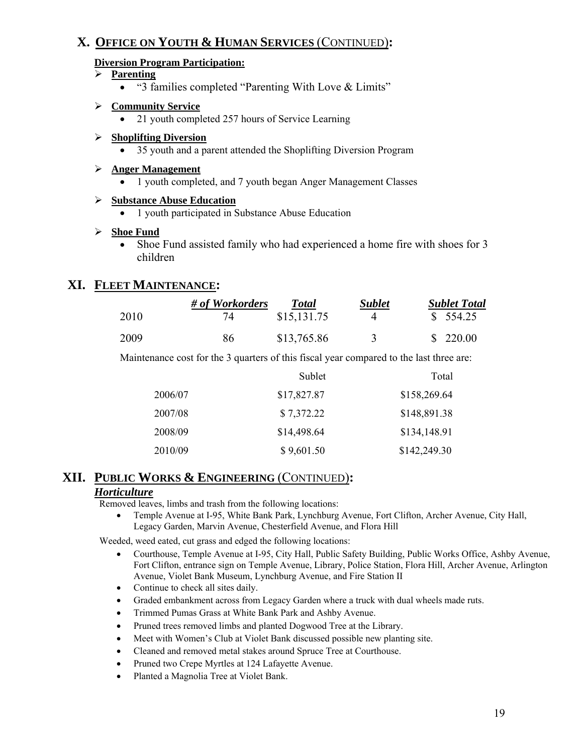## X. OFFICE ON YOUTH & HUMAN SERVICES (CONTINUED):

**Diversion Program Participation:**

- **Parenting**
  - "3 families completed "Parenting With Love & Limits"
- **Community Service**
  - 21 youth completed 257 hours of Service Learning
- **Shoplifting Diversion**
  - 35 youth and a parent attended the Shoplifting Diversion Program
- **Anger Management**
  - 1 youth completed, and 7 youth began Anger Management Classes
- **Substance Abuse Education**
  - 1 youth participated in Substance Abuse Education
- **Shoe Fund**
  - Shoe Fund assisted family who had experienced a home fire with shoes for 3 children

## XI. FLEET MAINTENANCE:

| | *# of Workorders* | *Total* | *Sublet* | *Sublet Total* |
|---|---|---|---|---|
| 2010 | 74 | $15,131.75 | 4 | $ 554.25 |
| 2009 | 86 | $13,765.86 | 3 | $ 220.00 |

Maintenance cost for the 3 quarters of this fiscal year compared to the last three are:

| | Sublet | Total |
|---|---|---|
| 2006/07 | $17,827.87 | $158,269.64 |
| 2007/08 | $ 7,372.22 | $148,891.38 |
| 2008/09 | $14,498.64 | $134,148.91 |
| 2010/09 | $ 9,601.50 | $142,249.30 |

## XII. PUBLIC WORKS & ENGINEERING (CONTINUED):

### *Horticulture*

Removed leaves, limbs and trash from the following locations:

- Temple Avenue at I-95, White Bank Park, Lynchburg Avenue, Fort Clifton, Archer Avenue, City Hall, Legacy Garden, Marvin Avenue, Chesterfield Avenue, and Flora Hill

Weeded, weed eated, cut grass and edged the following locations:

- Courthouse, Temple Avenue at I-95, City Hall, Public Safety Building, Public Works Office, Ashby Avenue, Fort Clifton, entrance sign on Temple Avenue, Library, Police Station, Flora Hill, Archer Avenue, Arlington Avenue, Violet Bank Museum, Lynchburg Avenue, and Fire Station II
- Continue to check all sites daily.
- Graded embankment across from Legacy Garden where a truck with dual wheels made ruts.
- Trimmed Pumas Grass at White Bank Park and Ashby Avenue.
- Pruned trees removed limbs and planted Dogwood Tree at the Library.
- Meet with Women's Club at Violet Bank discussed possible new planting site.
- Cleaned and removed metal stakes around Spruce Tree at Courthouse.
- Pruned two Crepe Myrtles at 124 Lafayette Avenue.
- Planted a Magnolia Tree at Violet Bank.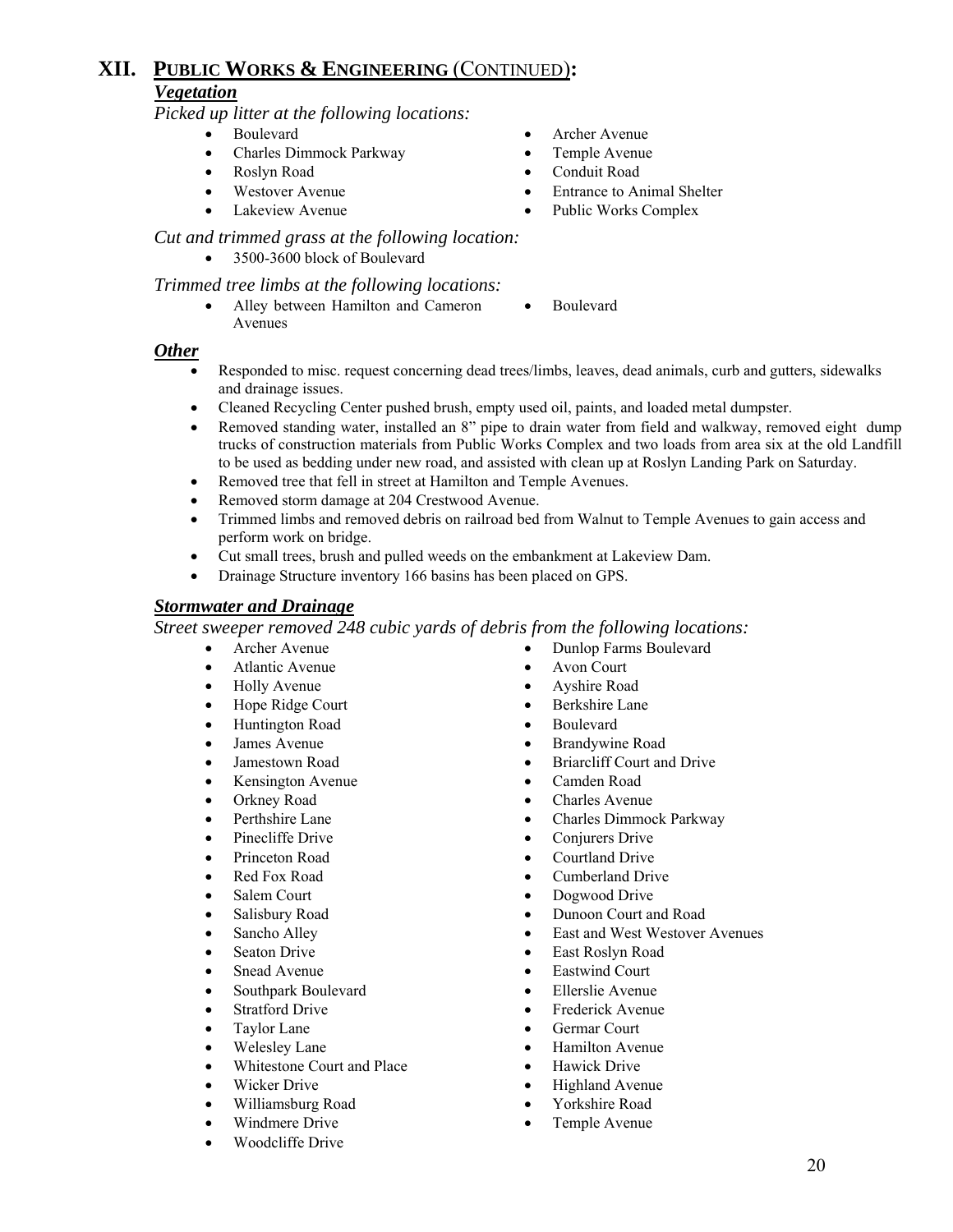# XII. PUBLIC WORKS & ENGINEERING (CONTINUED):

### *Vegetation*

*Picked up litter at the following locations:*

- Boulevard
- Charles Dimmock Parkway
- Roslyn Road
- Westover Avenue
- Lakeview Avenue
- Archer Avenue
- Temple Avenue
- Conduit Road
- Entrance to Animal Shelter
- Public Works Complex

*Cut and trimmed grass at the following location:*

- 3500-3600 block of Boulevard

*Trimmed tree limbs at the following locations:*

- Alley between Hamilton and Cameron Avenues
- Boulevard

### *Other*

- Responded to misc. request concerning dead trees/limbs, leaves, dead animals, curb and gutters, sidewalks and drainage issues.
- Cleaned Recycling Center pushed brush, empty used oil, paints, and loaded metal dumpster.
- Removed standing water, installed an 8" pipe to drain water from field and walkway, removed eight dump trucks of construction materials from Public Works Complex and two loads from area six at the old Landfill to be used as bedding under new road, and assisted with clean up at Roslyn Landing Park on Saturday.
- Removed tree that fell in street at Hamilton and Temple Avenues.
- Removed storm damage at 204 Crestwood Avenue.
- Trimmed limbs and removed debris on railroad bed from Walnut to Temple Avenues to gain access and perform work on bridge.
- Cut small trees, brush and pulled weeds on the embankment at Lakeview Dam.
- Drainage Structure inventory 166 basins has been placed on GPS.

### *Stormwater and Drainage*

*Street sweeper removed 248 cubic yards of debris from the following locations:*

- Archer Avenue
- Atlantic Avenue
- Holly Avenue
- Hope Ridge Court
- Huntington Road
- James Avenue
- Jamestown Road
- Kensington Avenue
- Orkney Road
- Perthshire Lane
- Pinecliffe Drive
- Princeton Road
- Red Fox Road
- Salem Court
- Salisbury Road
- Sancho Alley
- Seaton Drive
- Snead Avenue
- Southpark Boulevard
- Stratford Drive
- Taylor Lane
- Welesley Lane
- Whitestone Court and Place
- Wicker Drive
- Williamsburg Road
- Windmere Drive
- Woodcliffe Drive
- Dunlop Farms Boulevard
- Avon Court
- Ayshire Road
- Berkshire Lane
- Boulevard
- Brandywine Road
- Briarcliff Court and Drive
- Camden Road
- Charles Avenue
- Charles Dimmock Parkway
- Conjurers Drive
- Courtland Drive
- Cumberland Drive
- Dogwood Drive
- Dunoon Court and Road
- East and West Westover Avenues
- East Roslyn Road
- Eastwind Court
- Ellerslie Avenue
- Frederick Avenue
- Germar Court
- Hamilton Avenue
- Hawick Drive
- Highland Avenue
- Yorkshire Road
- Temple Avenue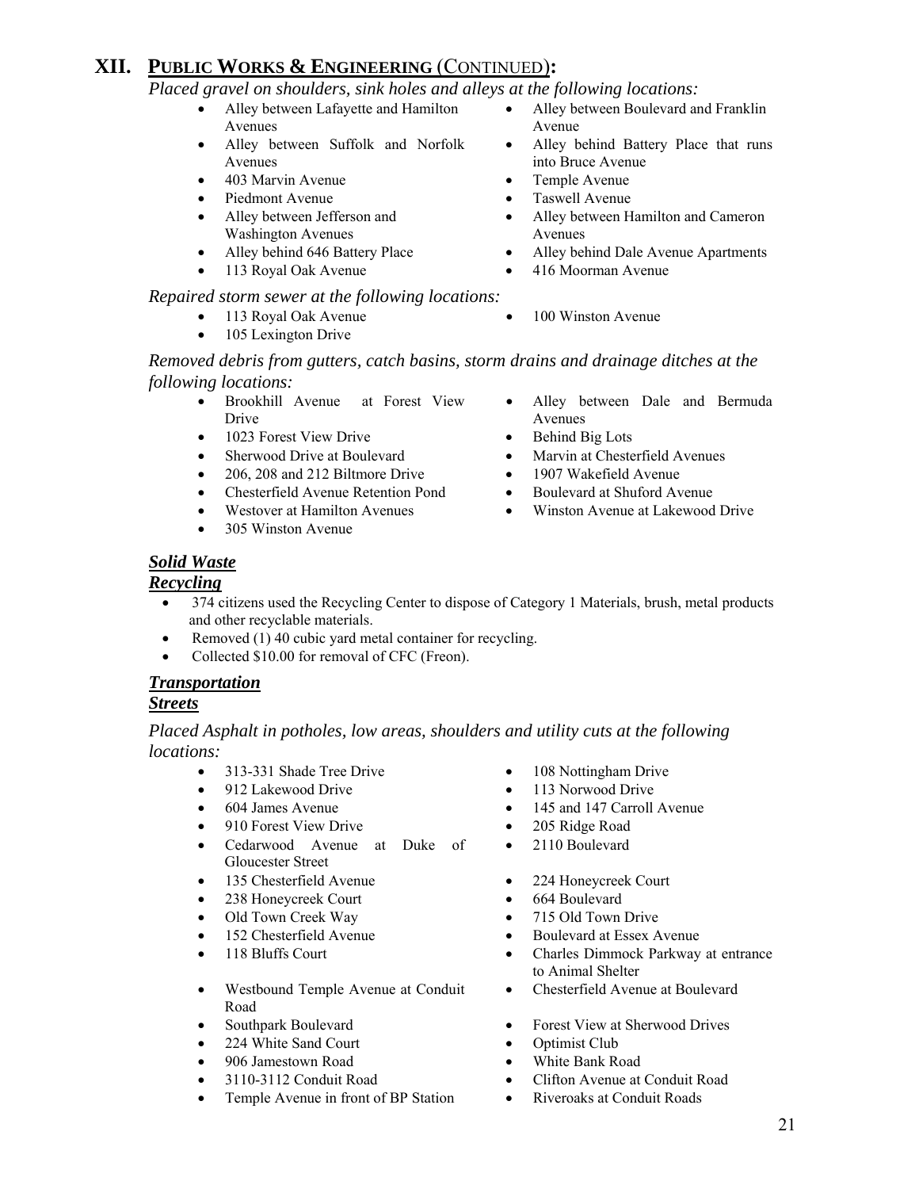## XII. PUBLIC WORKS & ENGINEERING (CONTINUED):

*Placed gravel on shoulders, sink holes and alleys at the following locations:*

- Alley between Lafayette and Hamilton Avenues
- Alley between Suffolk and Norfolk Avenues
- 403 Marvin Avenue
- Piedmont Avenue
- Alley between Jefferson and Washington Avenues
- Alley behind 646 Battery Place
- 113 Royal Oak Avenue
- Alley between Boulevard and Franklin Avenue
- Alley behind Battery Place that runs into Bruce Avenue
- Temple Avenue
- Taswell Avenue
- Alley between Hamilton and Cameron Avenues
- Alley behind Dale Avenue Apartments
- 416 Moorman Avenue

*Repaired storm sewer at the following locations:*

- 113 Royal Oak Avenue
- 105 Lexington Drive
- 100 Winston Avenue

*Removed debris from gutters, catch basins, storm drains and drainage ditches at the following locations:*

- Brookhill Avenue at Forest View Drive
- 1023 Forest View Drive
- Sherwood Drive at Boulevard
- 206, 208 and 212 Biltmore Drive
- Chesterfield Avenue Retention Pond
- Westover at Hamilton Avenues
- 305 Winston Avenue
- Alley between Dale and Bermuda Avenues
- Behind Big Lots
- Marvin at Chesterfield Avenues
- 1907 Wakefield Avenue
- Boulevard at Shuford Avenue
- Winston Avenue at Lakewood Drive

### *Solid Waste*

#### *Recycling*

- 374 citizens used the Recycling Center to dispose of Category 1 Materials, brush, metal products and other recyclable materials.
- Removed (1) 40 cubic yard metal container for recycling.
- Collected $10.00 for removal of CFC (Freon).

### *Transportation*

#### *Streets*

*Placed Asphalt in potholes, low areas, shoulders and utility cuts at the following locations:*

- 313-331 Shade Tree Drive
- 912 Lakewood Drive
- 604 James Avenue
- 910 Forest View Drive
- Cedarwood Avenue at Duke of Gloucester Street
- 135 Chesterfield Avenue
- 238 Honeycreek Court
- Old Town Creek Way
- 152 Chesterfield Avenue
- 118 Bluffs Court
- Westbound Temple Avenue at Conduit Road
- Southpark Boulevard
- 224 White Sand Court
- 906 Jamestown Road
- 3110-3112 Conduit Road
- Temple Avenue in front of BP Station
- 108 Nottingham Drive
- 113 Norwood Drive
- 145 and 147 Carroll Avenue
- 205 Ridge Road
- 2110 Boulevard
- 224 Honeycreek Court
- 664 Boulevard
- 715 Old Town Drive
- Boulevard at Essex Avenue
- Charles Dimmock Parkway at entrance to Animal Shelter
- Chesterfield Avenue at Boulevard
- Forest View at Sherwood Drives
- Optimist Club
- White Bank Road
- Clifton Avenue at Conduit Road
- Riveroaks at Conduit Roads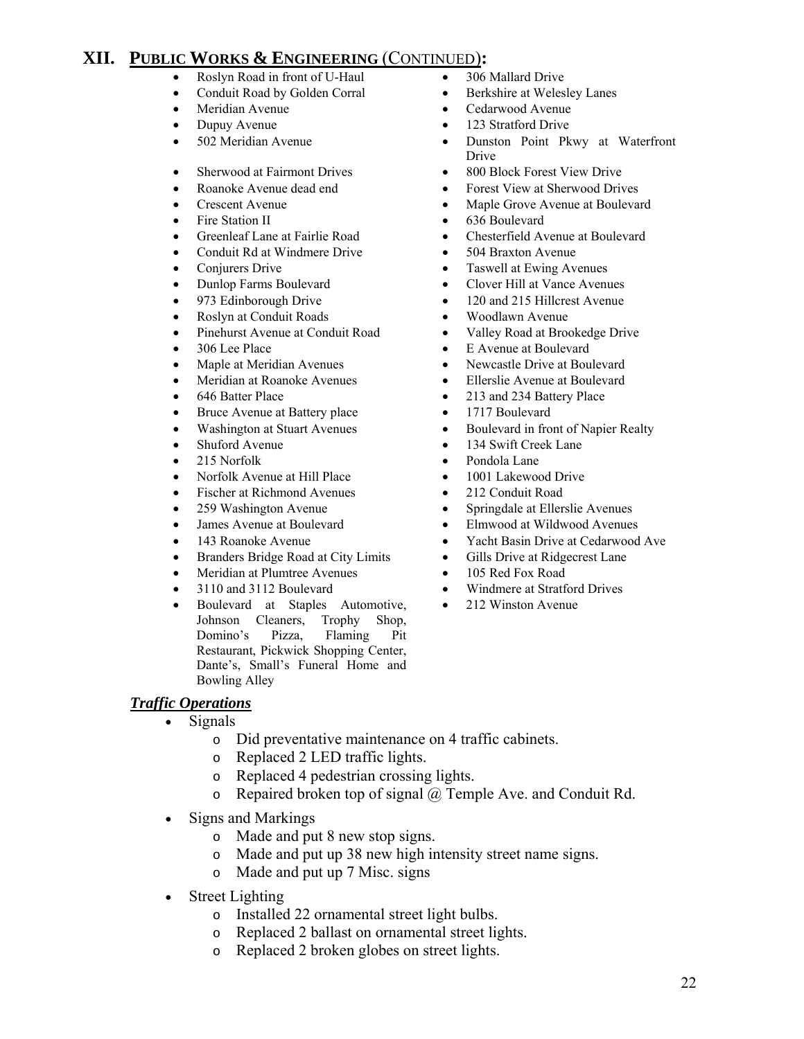## XII. Public Works & Engineering (Continued):

- Roslyn Road in front of U-Haul
- Conduit Road by Golden Corral
- Meridian Avenue
- Dupuy Avenue
- 502 Meridian Avenue
- Sherwood at Fairmont Drives
- Roanoke Avenue dead end
- Crescent Avenue
- Fire Station II
- Greenleaf Lane at Fairlie Road
- Conduit Rd at Windmere Drive
- Conjurers Drive
- Dunlop Farms Boulevard
- 973 Edinborough Drive
- Roslyn at Conduit Roads
- Pinehurst Avenue at Conduit Road
- 306 Lee Place
- Maple at Meridian Avenues
- Meridian at Roanoke Avenues
- 646 Batter Place
- Bruce Avenue at Battery place
- Washington at Stuart Avenues
- Shuford Avenue
- 215 Norfolk
- Norfolk Avenue at Hill Place
- Fischer at Richmond Avenues
- 259 Washington Avenue
- James Avenue at Boulevard
- 143 Roanoke Avenue
- Branders Bridge Road at City Limits
- Meridian at Plumtree Avenues
- 3110 and 3112 Boulevard
- Boulevard at Staples Automotive, Johnson Cleaners, Trophy Shop, Domino's Pizza, Flaming Pit Restaurant, Pickwick Shopping Center, Dante's, Small's Funeral Home and Bowling Alley
- 306 Mallard Drive
- Berkshire at Welesley Lanes
- Cedarwood Avenue
- 123 Stratford Drive
- Dunston Point Pkwy at Waterfront Drive
- 800 Block Forest View Drive
- Forest View at Sherwood Drives
- Maple Grove Avenue at Boulevard
- 636 Boulevard
- Chesterfield Avenue at Boulevard
- 504 Braxton Avenue
- Taswell at Ewing Avenues
- Clover Hill at Vance Avenues
- 120 and 215 Hillcrest Avenue
- Woodlawn Avenue
- Valley Road at Brookedge Drive
- E Avenue at Boulevard
- Newcastle Drive at Boulevard
- Ellerslie Avenue at Boulevard
- 213 and 234 Battery Place
- 1717 Boulevard
- Boulevard in front of Napier Realty
- 134 Swift Creek Lane
- Pondola Lane
- 1001 Lakewood Drive
- 212 Conduit Road
- Springdale at Ellerslie Avenues
- Elmwood at Wildwood Avenues
- Yacht Basin Drive at Cedarwood Ave
- Gills Drive at Ridgecrest Lane
- 105 Red Fox Road
- Windmere at Stratford Drives
- 212 Winston Avenue

### ***Traffic Operations***

- Signals
  - Did preventative maintenance on 4 traffic cabinets.
  - Replaced 2 LED traffic lights.
  - Replaced 4 pedestrian crossing lights.
  - Repaired broken top of signal @ Temple Ave. and Conduit Rd.
- Signs and Markings
  - Made and put 8 new stop signs.
  - Made and put up 38 new high intensity street name signs.
  - Made and put up 7 Misc. signs
- Street Lighting
  - Installed 22 ornamental street light bulbs.
  - Replaced 2 ballast on ornamental street lights.
  - Replaced 2 broken globes on street lights.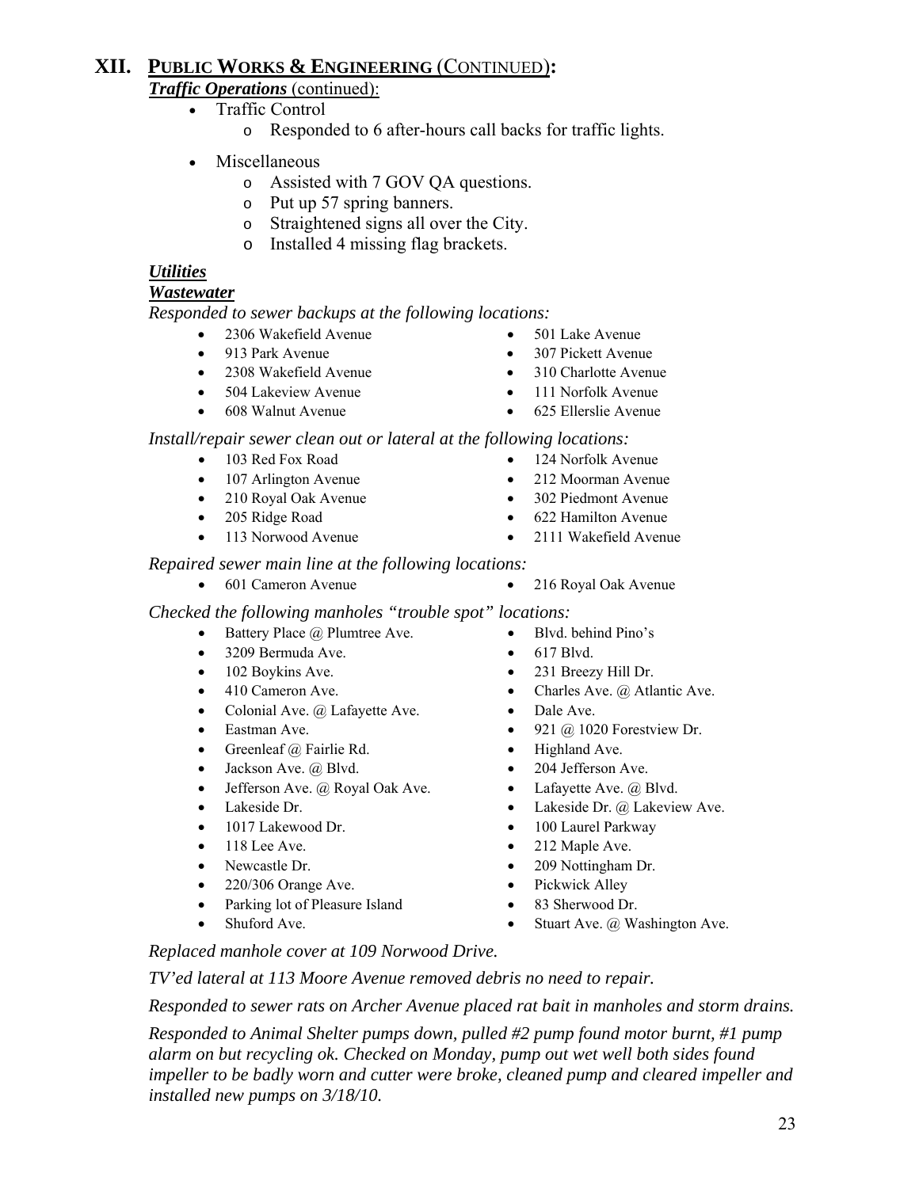# XII. PUBLIC WORKS & ENGINEERING (CONTINUED):

***Traffic Operations*** (continued):

- Traffic Control
  - Responded to 6 after-hours call backs for traffic lights.
- Miscellaneous
  - Assisted with 7 GOV QA questions.
  - Put up 57 spring banners.
  - Straightened signs all over the City.
  - Installed 4 missing flag brackets.

***Utilities***

***Wastewater***

*Responded to sewer backups at the following locations:*

- 2306 Wakefield Avenue
- 913 Park Avenue
- 2308 Wakefield Avenue
- 504 Lakeview Avenue
- 608 Walnut Avenue
- 501 Lake Avenue
- 307 Pickett Avenue
- 310 Charlotte Avenue
- 111 Norfolk Avenue
- 625 Ellerslie Avenue

*Install/repair sewer clean out or lateral at the following locations:*

- 103 Red Fox Road
- 107 Arlington Avenue
- 210 Royal Oak Avenue
- 205 Ridge Road
- 113 Norwood Avenue
- 124 Norfolk Avenue
- 212 Moorman Avenue
- 302 Piedmont Avenue
- 622 Hamilton Avenue
- 2111 Wakefield Avenue

*Repaired sewer main line at the following locations:*

- 601 Cameron Avenue
- 216 Royal Oak Avenue

*Checked the following manholes "trouble spot" locations:*

- Battery Place @ Plumtree Ave.
- 3209 Bermuda Ave.
- 102 Boykins Ave.
- 410 Cameron Ave.
- Colonial Ave. @ Lafayette Ave.
- Eastman Ave.
- Greenleaf @ Fairlie Rd.
- Jackson Ave. @ Blvd.
- Jefferson Ave. @ Royal Oak Ave.
- Lakeside Dr.
- 1017 Lakewood Dr.
- 118 Lee Ave.
- Newcastle Dr.
- 220/306 Orange Ave.
- Parking lot of Pleasure Island
- Shuford Ave.
- Blvd. behind Pino's
- 617 Blvd.
- 231 Breezy Hill Dr.
- Charles Ave. @ Atlantic Ave.
- Dale Ave.
- 921 @ 1020 Forestview Dr.
- Highland Ave.
- 204 Jefferson Ave.
- Lafayette Ave. @ Blvd.
- Lakeside Dr. @ Lakeview Ave.
- 100 Laurel Parkway
- 212 Maple Ave.
- 209 Nottingham Dr.
- Pickwick Alley
- 83 Sherwood Dr.
- Stuart Ave. @ Washington Ave.

*Replaced manhole cover at 109 Norwood Drive.*

*TV'ed lateral at 113 Moore Avenue removed debris no need to repair.*

*Responded to sewer rats on Archer Avenue placed rat bait in manholes and storm drains.*

*Responded to Animal Shelter pumps down, pulled #2 pump found motor burnt, #1 pump alarm on but recycling ok. Checked on Monday, pump out wet well both sides found impeller to be badly worn and cutter were broke, cleaned pump and cleared impeller and installed new pumps on 3/18/10.*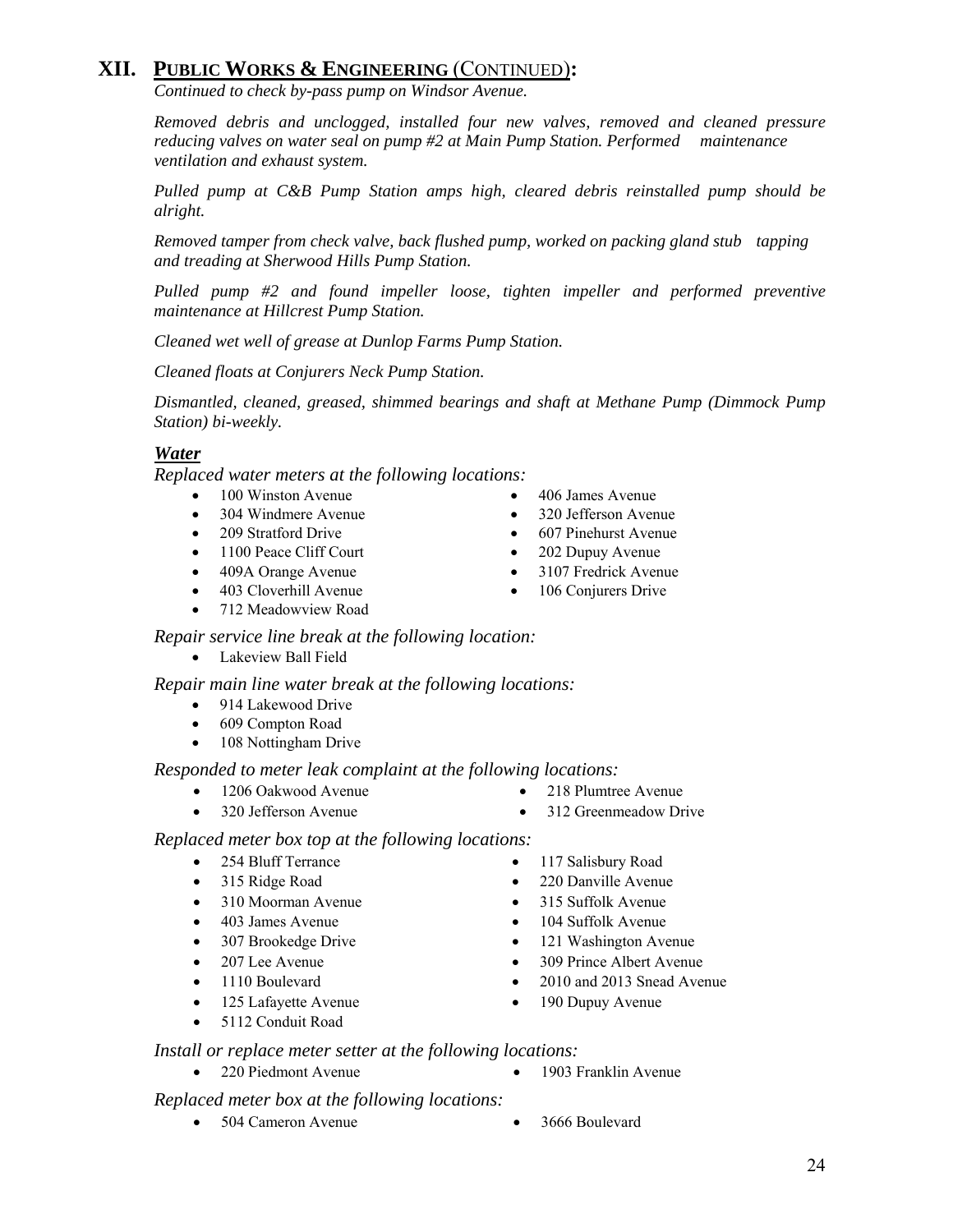# XII. PUBLIC WORKS & ENGINEERING (CONTINUED):

*Continued to check by-pass pump on Windsor Avenue.*

*Removed debris and unclogged, installed four new valves, removed and cleaned pressure reducing valves on water seal on pump #2 at Main Pump Station. Performed maintenance ventilation and exhaust system.*

*Pulled pump at C&B Pump Station amps high, cleared debris reinstalled pump should be alright.*

*Removed tamper from check valve, back flushed pump, worked on packing gland stub tapping and treading at Sherwood Hills Pump Station.*

*Pulled pump #2 and found impeller loose, tighten impeller and performed preventive maintenance at Hillcrest Pump Station.*

*Cleaned wet well of grease at Dunlop Farms Pump Station.*

*Cleaned floats at Conjurers Neck Pump Station.*

*Dismantled, cleaned, greased, shimmed bearings and shaft at Methane Pump (Dimmock Pump Station) bi-weekly.*

### ***Water***

*Replaced water meters at the following locations:*

- 100 Winston Avenue
- 304 Windmere Avenue
- 209 Stratford Drive
- 1100 Peace Cliff Court
- 409A Orange Avenue
- 403 Cloverhill Avenue
- 712 Meadowview Road
- 406 James Avenue
- 320 Jefferson Avenue
- 607 Pinehurst Avenue
- 202 Dupuy Avenue
- 3107 Fredrick Avenue
- 106 Conjurers Drive

*Repair service line break at the following location:*

- Lakeview Ball Field

*Repair main line water break at the following locations:*

- 914 Lakewood Drive
- 609 Compton Road
- 108 Nottingham Drive

*Responded to meter leak complaint at the following locations:*

- 1206 Oakwood Avenue
- 320 Jefferson Avenue
- 218 Plumtree Avenue
- 312 Greenmeadow Drive

*Replaced meter box top at the following locations:*

- 254 Bluff Terrance
- 315 Ridge Road
- 310 Moorman Avenue
- 403 James Avenue
- 307 Brookedge Drive
- 207 Lee Avenue
- 1110 Boulevard
- 125 Lafayette Avenue
- 5112 Conduit Road
- 117 Salisbury Road
- 220 Danville Avenue
- 315 Suffolk Avenue
- 104 Suffolk Avenue
- 121 Washington Avenue
- 309 Prince Albert Avenue
- 2010 and 2013 Snead Avenue
- 190 Dupuy Avenue

*Install or replace meter setter at the following locations:*

- 220 Piedmont Avenue
- 1903 Franklin Avenue

*Replaced meter box at the following locations:*

- 504 Cameron Avenue
- 3666 Boulevard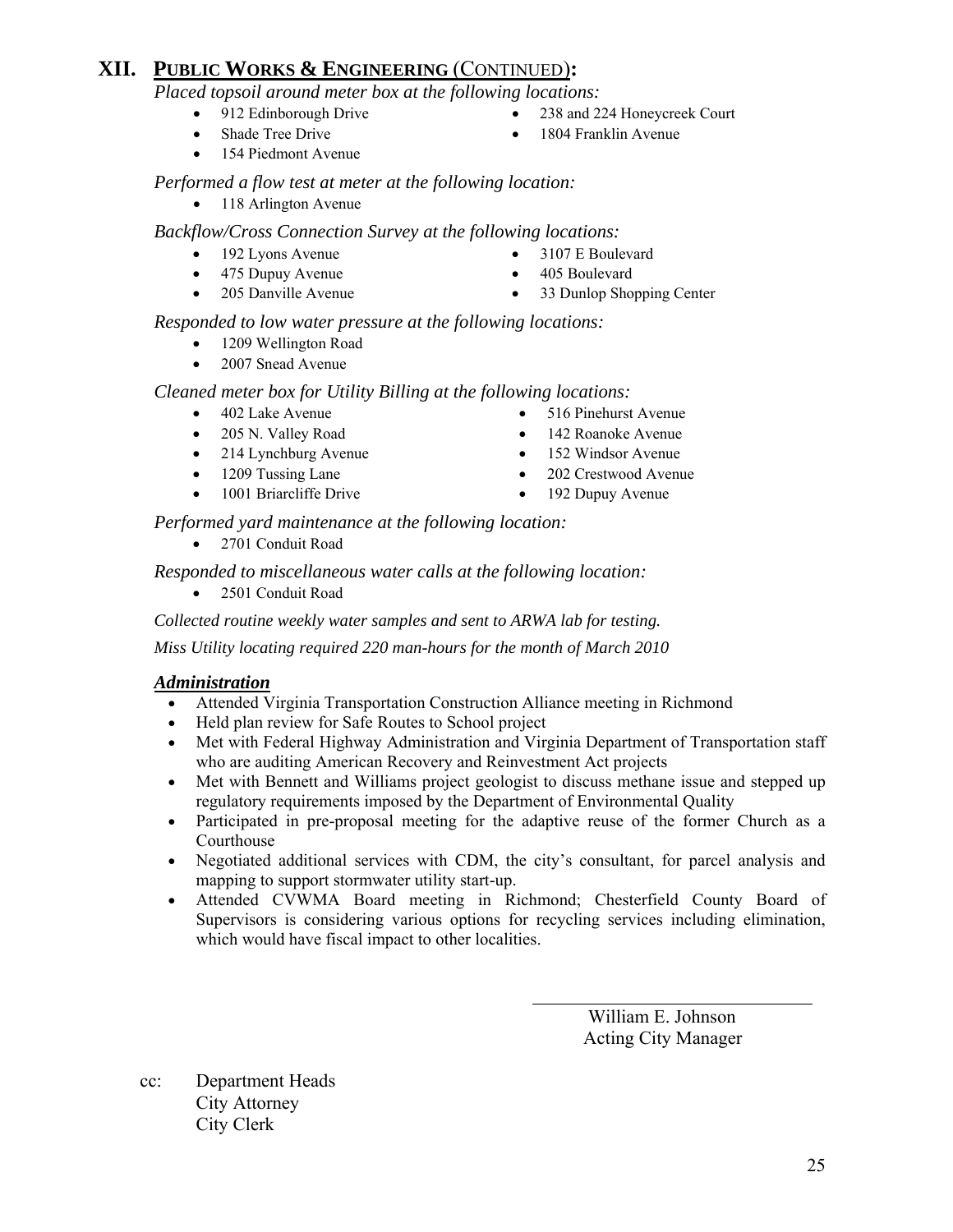## XII. PUBLIC WORKS & ENGINEERING (CONTINUED):

*Placed topsoil around meter box at the following locations:*

- 912 Edinborough Drive
- Shade Tree Drive
- 154 Piedmont Avenue
- 238 and 224 Honeycreek Court
- 1804 Franklin Avenue

*Performed a flow test at meter at the following location:*

- 118 Arlington Avenue

*Backflow/Cross Connection Survey at the following locations:*

- 192 Lyons Avenue
- 475 Dupuy Avenue
- 205 Danville Avenue
- 3107 E Boulevard
- 405 Boulevard
- 33 Dunlop Shopping Center

*Responded to low water pressure at the following locations:*

- 1209 Wellington Road
- 2007 Snead Avenue

*Cleaned meter box for Utility Billing at the following locations:*

- 402 Lake Avenue
- 205 N. Valley Road
- 214 Lynchburg Avenue
- 1209 Tussing Lane
- 1001 Briarcliffe Drive
- 516 Pinehurst Avenue
- 142 Roanoke Avenue
- 152 Windsor Avenue
- 202 Crestwood Avenue
- 192 Dupuy Avenue

*Performed yard maintenance at the following location:*

- 2701 Conduit Road

*Responded to miscellaneous water calls at the following location:*

- 2501 Conduit Road

*Collected routine weekly water samples and sent to ARWA lab for testing.*

*Miss Utility locating required 220 man-hours for the month of March 2010*

### ***Administration***

- Attended Virginia Transportation Construction Alliance meeting in Richmond
- Held plan review for Safe Routes to School project
- Met with Federal Highway Administration and Virginia Department of Transportation staff who are auditing American Recovery and Reinvestment Act projects
- Met with Bennett and Williams project geologist to discuss methane issue and stepped up regulatory requirements imposed by the Department of Environmental Quality
- Participated in pre-proposal meeting for the adaptive reuse of the former Church as a Courthouse
- Negotiated additional services with CDM, the city's consultant, for parcel analysis and mapping to support stormwater utility start-up.
- Attended CVWMA Board meeting in Richmond; Chesterfield County Board of Supervisors is considering various options for recycling services including elimination, which would have fiscal impact to other localities.

William E. Johnson
Acting City Manager

cc: Department Heads
City Attorney
City Clerk